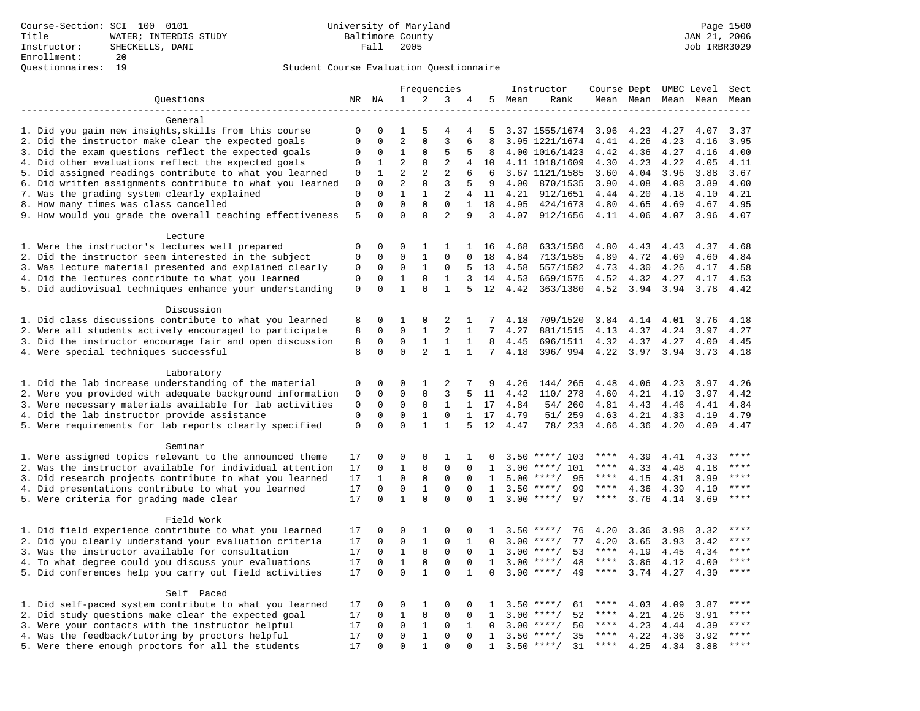Course-Section: SCI 100 0101
Title: WATER; INTERDIS STUDY
Instructor: SHECKELLS, DANI
Enrollment: 20
Questionnaires: 19

University of Maryland
Baltimore County
Fall 2005

JAN 21, 2006
Job IRBR3029

Student Course Evaluation Questionnaire

| Questions | NR | NA | 1 | 2 | 3 | 4 | 5 | Instructor Mean | Rank | Course Mean | Dept Mean | UMBC Level Mean | Level Mean | Sect Mean |
|---|---|---|---|---|---|---|---|---|---|---|---|---|---|---|
| **General** | | | | | | | | | | | | | | |
| 1. Did you gain new insights,skills from this course | 0 | 0 | 1 | 5 | 4 | 4 | 5 | 3.37 | 1555/1674 | 3.96 | 4.23 | 4.27 | 4.07 | 3.37 |
| 2. Did the instructor make clear the expected goals | 0 | 0 | 2 | 0 | 3 | 6 | 8 | 3.95 | 1221/1674 | 4.41 | 4.26 | 4.23 | 4.16 | 3.95 |
| 3. Did the exam questions reflect the expected goals | 0 | 0 | 1 | 0 | 5 | 5 | 8 | 4.00 | 1016/1423 | 4.42 | 4.36 | 4.27 | 4.16 | 4.00 |
| 4. Did other evaluations reflect the expected goals | 0 | 1 | 2 | 0 | 2 | 4 | 10 | 4.11 | 1018/1609 | 4.30 | 4.23 | 4.22 | 4.05 | 4.11 |
| 5. Did assigned readings contribute to what you learned | 0 | 1 | 2 | 2 | 2 | 6 | 6 | 3.67 | 1121/1585 | 3.60 | 4.04 | 3.96 | 3.88 | 3.67 |
| 6. Did written assignments contribute to what you learned | 0 | 0 | 2 | 0 | 3 | 5 | 9 | 4.00 | 870/1535 | 3.90 | 4.08 | 4.08 | 3.89 | 4.00 |
| 7. Was the grading system clearly explained | 0 | 0 | 1 | 1 | 2 | 4 | 11 | 4.21 | 912/1651 | 4.44 | 4.20 | 4.18 | 4.10 | 4.21 |
| 8. How many times was class cancelled | 0 | 0 | 0 | 0 | 0 | 1 | 18 | 4.95 | 424/1673 | 4.80 | 4.65 | 4.69 | 4.67 | 4.95 |
| 9. How would you grade the overall teaching effectiveness | 5 | 0 | 0 | 0 | 2 | 9 | 3 | 4.07 | 912/1656 | 4.11 | 4.06 | 4.07 | 3.96 | 4.07 |
| **Lecture** | | | | | | | | | | | | | | |
| 1. Were the instructor's lectures well prepared | 0 | 0 | 0 | 1 | 1 | 1 | 16 | 4.68 | 633/1586 | 4.80 | 4.43 | 4.43 | 4.37 | 4.68 |
| 2. Did the instructor seem interested in the subject | 0 | 0 | 0 | 1 | 0 | 0 | 18 | 4.84 | 713/1585 | 4.89 | 4.72 | 4.69 | 4.60 | 4.84 |
| 3. Was lecture material presented and explained clearly | 0 | 0 | 0 | 1 | 0 | 5 | 13 | 4.58 | 557/1582 | 4.73 | 4.30 | 4.26 | 4.17 | 4.58 |
| 4. Did the lectures contribute to what you learned | 0 | 0 | 1 | 0 | 1 | 3 | 14 | 4.53 | 669/1575 | 4.52 | 4.32 | 4.27 | 4.17 | 4.53 |
| 5. Did audiovisual techniques enhance your understanding | 0 | 0 | 1 | 0 | 1 | 5 | 12 | 4.42 | 363/1380 | 4.52 | 3.94 | 3.94 | 3.78 | 4.42 |
| **Discussion** | | | | | | | | | | | | | | |
| 1. Did class discussions contribute to what you learned | 8 | 0 | 1 | 0 | 2 | 1 | 7 | 4.18 | 709/1520 | 3.84 | 4.14 | 4.01 | 3.76 | 4.18 |
| 2. Were all students actively encouraged to participate | 8 | 0 | 0 | 1 | 2 | 1 | 7 | 4.27 | 881/1515 | 4.13 | 4.37 | 4.24 | 3.97 | 4.27 |
| 3. Did the instructor encourage fair and open discussion | 8 | 0 | 0 | 1 | 1 | 1 | 8 | 4.45 | 696/1511 | 4.32 | 4.37 | 4.27 | 4.00 | 4.45 |
| 4. Were special techniques successful | 8 | 0 | 0 | 2 | 1 | 1 | 7 | 4.18 | 396/ 994 | 4.22 | 3.97 | 3.94 | 3.73 | 4.18 |
| **Laboratory** | | | | | | | | | | | | | | |
| 1. Did the lab increase understanding of the material | 0 | 0 | 0 | 1 | 2 | 7 | 9 | 4.26 | 144/ 265 | 4.48 | 4.06 | 4.23 | 3.97 | 4.26 |
| 2. Were you provided with adequate background information | 0 | 0 | 0 | 0 | 3 | 5 | 11 | 4.42 | 110/ 278 | 4.60 | 4.21 | 4.19 | 3.97 | 4.42 |
| 3. Were necessary materials available for lab activities | 0 | 0 | 0 | 0 | 1 | 1 | 17 | 4.84 | 54/ 260 | 4.81 | 4.43 | 4.46 | 4.41 | 4.84 |
| 4. Did the lab instructor provide assistance | 0 | 0 | 0 | 1 | 0 | 1 | 17 | 4.79 | 51/ 259 | 4.63 | 4.21 | 4.33 | 4.19 | 4.79 |
| 5. Were requirements for lab reports clearly specified | 0 | 0 | 0 | 1 | 1 | 5 | 12 | 4.47 | 78/ 233 | 4.66 | 4.36 | 4.20 | 4.00 | 4.47 |
| **Seminar** | | | | | | | | | | | | | | |
| 1. Were assigned topics relevant to the announced theme | 17 | 0 | 0 | 0 | 1 | 1 | 0 | 3.50 | ****/ 103 | **** | 4.39 | 4.41 | 4.33 | **** |
| 2. Was the instructor available for individual attention | 17 | 0 | 1 | 0 | 0 | 0 | 1 | 3.00 | ****/ 101 | **** | 4.33 | 4.48 | 4.18 | **** |
| 3. Did research projects contribute to what you learned | 17 | 1 | 0 | 0 | 0 | 0 | 1 | 5.00 | ****/ 95 | **** | 4.15 | 4.31 | 3.99 | **** |
| 4. Did presentations contribute to what you learned | 17 | 0 | 0 | 1 | 0 | 0 | 1 | 3.50 | ****/ 99 | **** | 4.36 | 4.39 | 4.10 | **** |
| 5. Were criteria for grading made clear | 17 | 0 | 1 | 0 | 0 | 0 | 1 | 3.00 | ****/ 97 | **** | 3.76 | 4.14 | 3.69 | **** |
| **Field Work** | | | | | | | | | | | | | | |
| 1. Did field experience contribute to what you learned | 17 | 0 | 0 | 1 | 0 | 0 | 1 | 3.50 | ****/ 76 | 4.20 | 3.36 | 3.98 | 3.32 | **** |
| 2. Did you clearly understand your evaluation criteria | 17 | 0 | 0 | 1 | 0 | 1 | 0 | 3.00 | ****/ 77 | 4.20 | 3.65 | 3.93 | 3.42 | **** |
| 3. Was the instructor available for consultation | 17 | 0 | 1 | 0 | 0 | 0 | 1 | 3.00 | ****/ 53 | **** | 4.19 | 4.45 | 4.34 | **** |
| 4. To what degree could you discuss your evaluations | 17 | 0 | 1 | 0 | 0 | 0 | 1 | 3.00 | ****/ 48 | **** | 3.86 | 4.12 | 4.00 | **** |
| 5. Did conferences help you carry out field activities | 17 | 0 | 0 | 1 | 0 | 1 | 0 | 3.00 | ****/ 49 | **** | 3.74 | 4.27 | 4.30 | **** |
| **Self Paced** | | | | | | | | | | | | | | |
| 1. Did self-paced system contribute to what you learned | 17 | 0 | 0 | 1 | 0 | 0 | 1 | 3.50 | ****/ 61 | **** | 4.03 | 4.09 | 3.87 | **** |
| 2. Did study questions make clear the expected goal | 17 | 0 | 1 | 0 | 0 | 0 | 1 | 3.00 | ****/ 52 | **** | 4.21 | 4.26 | 3.91 | **** |
| 3. Were your contacts with the instructor helpful | 17 | 0 | 0 | 1 | 0 | 1 | 0 | 3.00 | ****/ 50 | **** | 4.23 | 4.44 | 4.39 | **** |
| 4. Was the feedback/tutoring by proctors helpful | 17 | 0 | 0 | 1 | 0 | 0 | 1 | 3.50 | ****/ 35 | **** | 4.22 | 4.36 | 3.92 | **** |
| 5. Were there enough proctors for all the students | 17 | 0 | 0 | 1 | 0 | 0 | 1 | 3.50 | ****/ 31 | **** | 4.25 | 4.34 | 3.88 | **** |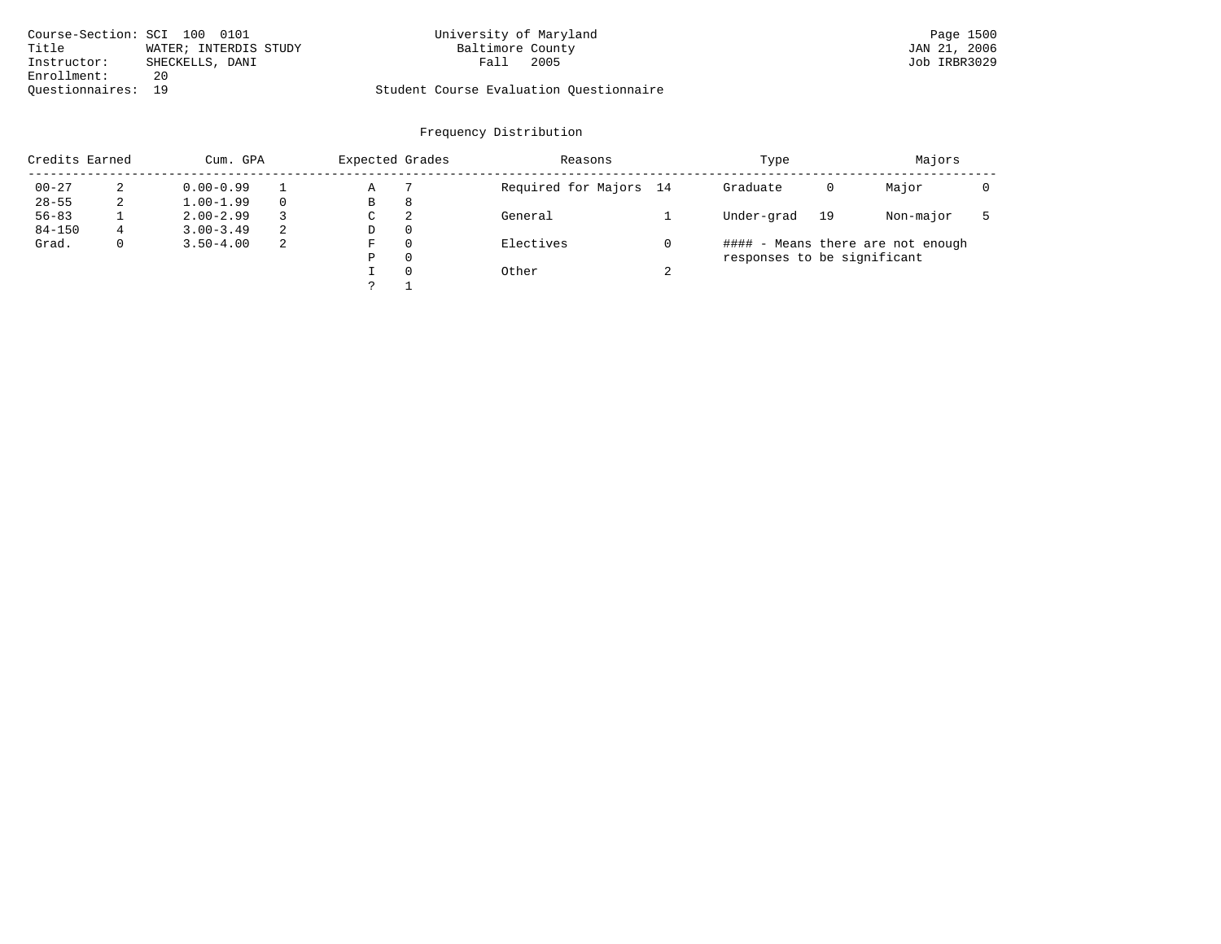Course-Section: SCI 100 0101
Title: WATER; INTERDIS STUDY
Instructor: SHECKELLS, DANI
Enrollment: 20
Questionnaires: 19

University of Maryland
Baltimore County
Fall 2005

Student Course Evaluation Questionnaire

Page 1500
JAN 21, 2006
Job IRBR3029

## Frequency Distribution

| Credits Earned | | Cum. GPA | | Expected Grades | | Reasons | | Type | | Majors | |
|---|---|---|---|---|---|---|---|---|---|---|---|
| 00-27 | 2 | 0.00-0.99 | 1 | A | 7 | Required for Majors | 14 | Graduate | 0 | Major | 0 |
| 28-55 | 2 | 1.00-1.99 | 0 | B | 8 | | | | | | |
| 56-83 | 1 | 2.00-2.99 | 3 | C | 2 | General | 1 | Under-grad | 19 | Non-major | 5 |
| 84-150 | 4 | 3.00-3.49 | 2 | D | 0 | | | | | | |
| Grad. | 0 | 3.50-4.00 | 2 | F | 0 | Electives | 0 | | | | |
| | | | | P | 0 | | | | | | |
| | | | | I | 0 | Other | 2 | | | | |
| | | | | ? | 1 | | | | | | |

#### - Means there are not enough responses to be significant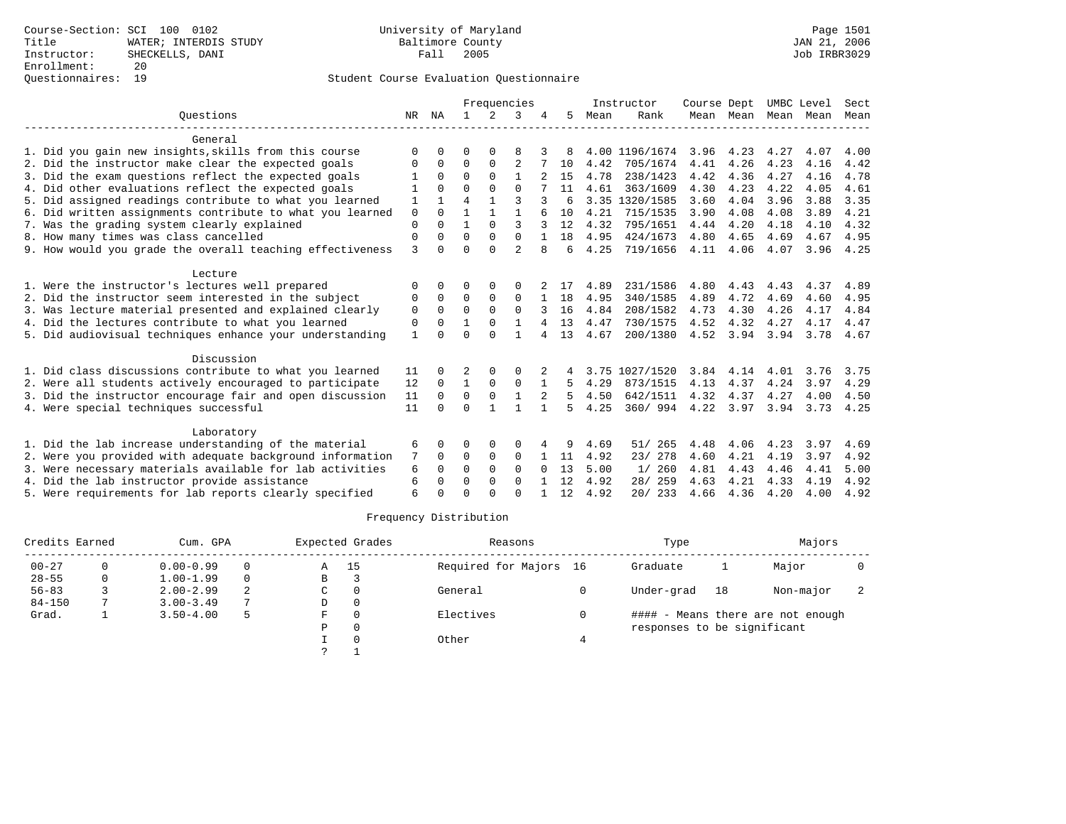Course-Section: SCI 100 0102
Title: WATER; INTERDIS STUDY
Instructor: SHECKELLS, DANI
Enrollment: 20
Questionnaires: 19

University of Maryland
Baltimore County
Fall 2005

JAN 21, 2006
Job IRBR3029

## Student Course Evaluation Questionnaire

| Questions | NR | NA | 1 | 2 | 3 | 4 | 5 | Instructor Mean | Instructor Rank | Course Mean | Dept Mean | UMBC Mean | Level Mean | Sect Mean |
|---|---|---|---|---|---|---|---|---|---|---|---|---|---|---|
| **General** | | | | | | | | | | | | | | |
| 1. Did you gain new insights,skills from this course | 0 | 0 | 0 | 0 | 8 | 3 | 8 | 4.00 | 1196/1674 | 3.96 | 4.23 | 4.27 | 4.07 | 4.00 |
| 2. Did the instructor make clear the expected goals | 0 | 0 | 0 | 0 | 2 | 7 | 10 | 4.42 | 705/1674 | 4.41 | 4.26 | 4.23 | 4.16 | 4.42 |
| 3. Did the exam questions reflect the expected goals | 1 | 0 | 0 | 0 | 1 | 2 | 15 | 4.78 | 238/1423 | 4.42 | 4.36 | 4.27 | 4.16 | 4.78 |
| 4. Did other evaluations reflect the expected goals | 1 | 0 | 0 | 0 | 0 | 7 | 11 | 4.61 | 363/1609 | 4.30 | 4.23 | 4.22 | 4.05 | 4.61 |
| 5. Did assigned readings contribute to what you learned | 1 | 1 | 4 | 1 | 3 | 3 | 6 | 3.35 | 1320/1585 | 3.60 | 4.04 | 3.96 | 3.88 | 3.35 |
| 6. Did written assignments contribute to what you learned | 0 | 0 | 1 | 1 | 1 | 6 | 10 | 4.21 | 715/1535 | 3.90 | 4.08 | 4.08 | 3.89 | 4.21 |
| 7. Was the grading system clearly explained | 0 | 0 | 1 | 0 | 3 | 3 | 12 | 4.32 | 795/1651 | 4.44 | 4.20 | 4.18 | 4.10 | 4.32 |
| 8. How many times was class cancelled | 0 | 0 | 0 | 0 | 0 | 1 | 18 | 4.95 | 424/1673 | 4.80 | 4.65 | 4.69 | 4.67 | 4.95 |
| 9. How would you grade the overall teaching effectiveness | 3 | 0 | 0 | 0 | 2 | 8 | 6 | 4.25 | 719/1656 | 4.11 | 4.06 | 4.07 | 3.96 | 4.25 |
| **Lecture** | | | | | | | | | | | | | | |
| 1. Were the instructor's lectures well prepared | 0 | 0 | 0 | 0 | 0 | 2 | 17 | 4.89 | 231/1586 | 4.80 | 4.43 | 4.43 | 4.37 | 4.89 |
| 2. Did the instructor seem interested in the subject | 0 | 0 | 0 | 0 | 0 | 1 | 18 | 4.95 | 340/1585 | 4.89 | 4.72 | 4.69 | 4.60 | 4.95 |
| 3. Was lecture material presented and explained clearly | 0 | 0 | 0 | 0 | 0 | 3 | 16 | 4.84 | 208/1582 | 4.73 | 4.30 | 4.26 | 4.17 | 4.84 |
| 4. Did the lectures contribute to what you learned | 0 | 0 | 1 | 0 | 1 | 4 | 13 | 4.47 | 730/1575 | 4.52 | 4.32 | 4.27 | 4.17 | 4.47 |
| 5. Did audiovisual techniques enhance your understanding | 1 | 0 | 0 | 0 | 1 | 4 | 13 | 4.67 | 200/1380 | 4.52 | 3.94 | 3.94 | 3.78 | 4.67 |
| **Discussion** | | | | | | | | | | | | | | |
| 1. Did class discussions contribute to what you learned | 11 | 0 | 2 | 0 | 0 | 2 | 4 | 3.75 | 1027/1520 | 3.84 | 4.14 | 4.01 | 3.76 | 3.75 |
| 2. Were all students actively encouraged to participate | 12 | 0 | 1 | 0 | 0 | 1 | 5 | 4.29 | 873/1515 | 4.13 | 4.37 | 4.24 | 3.97 | 4.29 |
| 3. Did the instructor encourage fair and open discussion | 11 | 0 | 0 | 0 | 1 | 2 | 5 | 4.50 | 642/1511 | 4.32 | 4.37 | 4.27 | 4.00 | 4.50 |
| 4. Were special techniques successful | 11 | 0 | 0 | 1 | 1 | 1 | 5 | 4.25 | 360/ 994 | 4.22 | 3.97 | 3.94 | 3.73 | 4.25 |
| **Laboratory** | | | | | | | | | | | | | | |
| 1. Did the lab increase understanding of the material | 6 | 0 | 0 | 0 | 0 | 4 | 9 | 4.69 | 51/ 265 | 4.48 | 4.06 | 4.23 | 3.97 | 4.69 |
| 2. Were you provided with adequate background information | 7 | 0 | 0 | 0 | 0 | 1 | 11 | 4.92 | 23/ 278 | 4.60 | 4.21 | 4.19 | 3.97 | 4.92 |
| 3. Were necessary materials available for lab activities | 6 | 0 | 0 | 0 | 0 | 0 | 13 | 5.00 | 1/ 260 | 4.81 | 4.43 | 4.46 | 4.41 | 5.00 |
| 4. Did the lab instructor provide assistance | 6 | 0 | 0 | 0 | 0 | 1 | 12 | 4.92 | 28/ 259 | 4.63 | 4.21 | 4.33 | 4.19 | 4.92 |
| 5. Were requirements for lab reports clearly specified | 6 | 0 | 0 | 0 | 0 | 1 | 12 | 4.92 | 20/ 233 | 4.66 | 4.36 | 4.20 | 4.00 | 4.92 |

## Frequency Distribution

| Credits Earned | | Cum. GPA | | Expected Grades | | Reasons | | Type | | Majors | |
|---|---|---|---|---|---|---|---|---|---|---|---|
| 00-27 | 0 | 0.00-0.99 | 0 | A | 15 | Required for Majors | 16 | Graduate | 1 | Major | 0 |
| 28-55 | 0 | 1.00-1.99 | 0 | B | 3 | | | | | | |
| 56-83 | 3 | 2.00-2.99 | 2 | C | 0 | General | 0 | Under-grad | 18 | Non-major | 2 |
| 84-150 | 7 | 3.00-3.49 | 7 | D | 0 | | | | | | |
| Grad. | 1 | 3.50-4.00 | 5 | F | 0 | Electives | 0 | | | | |
| | | | | P | 0 | | | | | | |
| | | | | I | 0 | Other | 4 | | | | |
| | | | | ? | 1 | | | | | | |

#### - Means there are not enough responses to be significant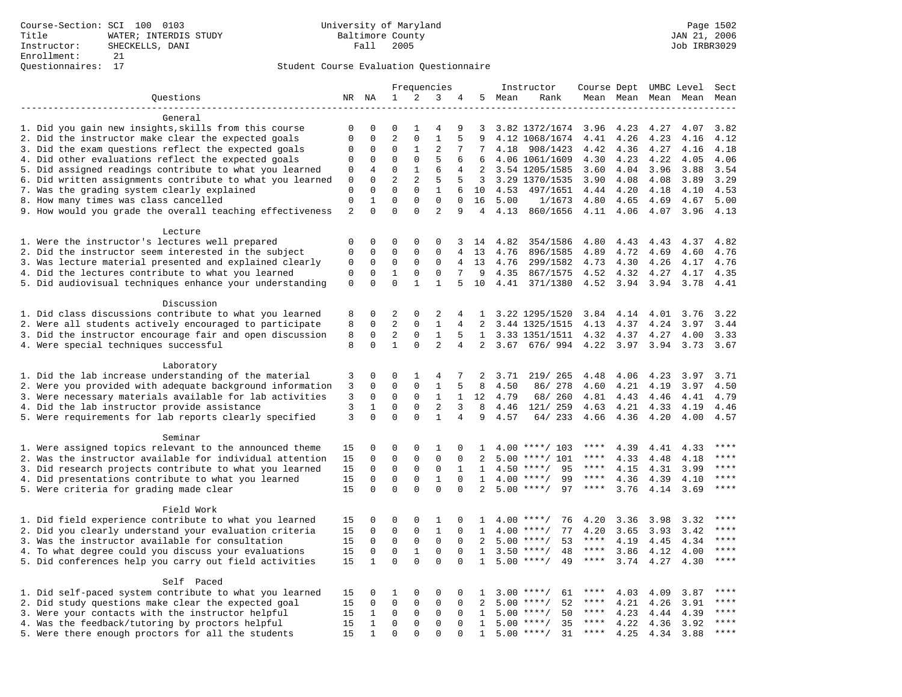Course-Section: SCI 100 0103
Title: WATER; INTERDIS STUDY
Instructor: SHECKELLS, DANI
Enrollment: 21
Questionnaires: 17

University of Maryland
Baltimore County
Fall 2005

JAN 21, 2006
Job IRBR3029

Student Course Evaluation Questionnaire

| Questions | NR | NA | 1 | 2 | 3 | 4 | 5 | Instructor Mean | Instructor Rank | Course Mean | Dept Mean | UMBC Mean | Level Mean | Sect Mean |
|---|---|---|---|---|---|---|---|---|---|---|---|---|---|---|
| **General** | | | | | | | | | | | | | | |
| 1. Did you gain new insights,skills from this course | 0 | 0 | 0 | 1 | 4 | 9 | 3 | 3.82 | 1372/1674 | 3.96 | 4.23 | 4.27 | 4.07 | 3.82 |
| 2. Did the instructor make clear the expected goals | 0 | 0 | 2 | 0 | 1 | 5 | 9 | 4.12 | 1068/1674 | 4.41 | 4.26 | 4.23 | 4.16 | 4.12 |
| 3. Did the exam questions reflect the expected goals | 0 | 0 | 0 | 1 | 2 | 7 | 7 | 4.18 | 908/1423 | 4.42 | 4.36 | 4.27 | 4.16 | 4.18 |
| 4. Did other evaluations reflect the expected goals | 0 | 0 | 0 | 0 | 5 | 6 | 6 | 4.06 | 1061/1609 | 4.30 | 4.23 | 4.22 | 4.05 | 4.06 |
| 5. Did assigned readings contribute to what you learned | 0 | 4 | 0 | 1 | 6 | 4 | 2 | 3.54 | 1205/1585 | 3.60 | 4.04 | 3.96 | 3.88 | 3.54 |
| 6. Did written assignments contribute to what you learned | 0 | 0 | 2 | 2 | 5 | 5 | 3 | 3.29 | 1370/1535 | 3.90 | 4.08 | 4.08 | 3.89 | 3.29 |
| 7. Was the grading system clearly explained | 0 | 0 | 0 | 0 | 1 | 6 | 10 | 4.53 | 497/1651 | 4.44 | 4.20 | 4.18 | 4.10 | 4.53 |
| 8. How many times was class cancelled | 0 | 1 | 0 | 0 | 0 | 0 | 16 | 5.00 | 1/1673 | 4.80 | 4.65 | 4.69 | 4.67 | 5.00 |
| 9. How would you grade the overall teaching effectiveness | 2 | 0 | 0 | 0 | 2 | 9 | 4 | 4.13 | 860/1656 | 4.11 | 4.06 | 4.07 | 3.96 | 4.13 |
| **Lecture** | | | | | | | | | | | | | | |
| 1. Were the instructor's lectures well prepared | 0 | 0 | 0 | 0 | 0 | 3 | 14 | 4.82 | 354/1586 | 4.80 | 4.43 | 4.43 | 4.37 | 4.82 |
| 2. Did the instructor seem interested in the subject | 0 | 0 | 0 | 0 | 0 | 4 | 13 | 4.76 | 896/1585 | 4.89 | 4.72 | 4.69 | 4.60 | 4.76 |
| 3. Was lecture material presented and explained clearly | 0 | 0 | 0 | 0 | 0 | 4 | 13 | 4.76 | 299/1582 | 4.73 | 4.30 | 4.26 | 4.17 | 4.76 |
| 4. Did the lectures contribute to what you learned | 0 | 0 | 1 | 0 | 0 | 7 | 9 | 4.35 | 867/1575 | 4.52 | 4.32 | 4.27 | 4.17 | 4.35 |
| 5. Did audiovisual techniques enhance your understanding | 0 | 0 | 0 | 1 | 1 | 5 | 10 | 4.41 | 371/1380 | 4.52 | 3.94 | 3.94 | 3.78 | 4.41 |
| **Discussion** | | | | | | | | | | | | | | |
| 1. Did class discussions contribute to what you learned | 8 | 0 | 2 | 0 | 2 | 4 | 1 | 3.22 | 1295/1520 | 3.84 | 4.14 | 4.01 | 3.76 | 3.22 |
| 2. Were all students actively encouraged to participate | 8 | 0 | 2 | 0 | 1 | 4 | 2 | 3.44 | 1325/1515 | 4.13 | 4.37 | 4.24 | 3.97 | 3.44 |
| 3. Did the instructor encourage fair and open discussion | 8 | 0 | 2 | 0 | 1 | 5 | 1 | 3.33 | 1351/1511 | 4.32 | 4.37 | 4.27 | 4.00 | 3.33 |
| 4. Were special techniques successful | 8 | 0 | 1 | 0 | 2 | 4 | 2 | 3.67 | 676/ 994 | 4.22 | 3.97 | 3.94 | 3.73 | 3.67 |
| **Laboratory** | | | | | | | | | | | | | | |
| 1. Did the lab increase understanding of the material | 3 | 0 | 0 | 1 | 4 | 7 | 2 | 3.71 | 219/ 265 | 4.48 | 4.06 | 4.23 | 3.97 | 3.71 |
| 2. Were you provided with adequate background information | 3 | 0 | 0 | 0 | 1 | 5 | 8 | 4.50 | 86/ 278 | 4.60 | 4.21 | 4.19 | 3.97 | 4.50 |
| 3. Were necessary materials available for lab activities | 3 | 0 | 0 | 0 | 1 | 1 | 12 | 4.79 | 68/ 260 | 4.81 | 4.43 | 4.46 | 4.41 | 4.79 |
| 4. Did the lab instructor provide assistance | 3 | 1 | 0 | 0 | 2 | 3 | 8 | 4.46 | 121/ 259 | 4.63 | 4.21 | 4.33 | 4.19 | 4.46 |
| 5. Were requirements for lab reports clearly specified | 3 | 0 | 0 | 0 | 1 | 4 | 9 | 4.57 | 64/ 233 | 4.66 | 4.36 | 4.20 | 4.00 | 4.57 |
| **Seminar** | | | | | | | | | | | | | | |
| 1. Were assigned topics relevant to the announced theme | 15 | 0 | 0 | 0 | 1 | 0 | 1 | 4.00 | ****/ 103 | **** | 4.39 | 4.41 | 4.33 | **** |
| 2. Was the instructor available for individual attention | 15 | 0 | 0 | 0 | 0 | 0 | 2 | 5.00 | ****/ 101 | **** | 4.33 | 4.48 | 4.18 | **** |
| 3. Did research projects contribute to what you learned | 15 | 0 | 0 | 0 | 0 | 1 | 1 | 4.50 | ****/ 95 | **** | 4.15 | 4.31 | 3.99 | **** |
| 4. Did presentations contribute to what you learned | 15 | 0 | 0 | 0 | 1 | 0 | 1 | 4.00 | ****/ 99 | **** | 4.36 | 4.39 | 4.10 | **** |
| 5. Were criteria for grading made clear | 15 | 0 | 0 | 0 | 0 | 0 | 2 | 5.00 | ****/ 97 | **** | 3.76 | 4.14 | 3.69 | **** |
| **Field Work** | | | | | | | | | | | | | | |
| 1. Did field experience contribute to what you learned | 15 | 0 | 0 | 0 | 1 | 0 | 1 | 4.00 | ****/ 76 | 4.20 | 3.36 | 3.98 | 3.32 | **** |
| 2. Did you clearly understand your evaluation criteria | 15 | 0 | 0 | 0 | 1 | 0 | 1 | 4.00 | ****/ 77 | 4.20 | 3.65 | 3.93 | 3.42 | **** |
| 3. Was the instructor available for consultation | 15 | 0 | 0 | 0 | 0 | 0 | 2 | 5.00 | ****/ 53 | **** | 4.19 | 4.45 | 4.34 | **** |
| 4. To what degree could you discuss your evaluations | 15 | 0 | 0 | 1 | 0 | 0 | 1 | 3.50 | ****/ 48 | **** | 3.86 | 4.12 | 4.00 | **** |
| 5. Did conferences help you carry out field activities | 15 | 1 | 0 | 0 | 0 | 0 | 1 | 5.00 | ****/ 49 | **** | 3.74 | 4.27 | 4.30 | **** |
| **Self Paced** | | | | | | | | | | | | | | |
| 1. Did self-paced system contribute to what you learned | 15 | 0 | 1 | 0 | 0 | 0 | 1 | 3.00 | ****/ 61 | **** | 4.03 | 4.09 | 3.87 | **** |
| 2. Did study questions make clear the expected goal | 15 | 0 | 0 | 0 | 0 | 0 | 2 | 5.00 | ****/ 52 | **** | 4.21 | 4.26 | 3.91 | **** |
| 3. Were your contacts with the instructor helpful | 15 | 1 | 0 | 0 | 0 | 0 | 1 | 5.00 | ****/ 50 | **** | 4.23 | 4.44 | 4.39 | **** |
| 4. Was the feedback/tutoring by proctors helpful | 15 | 1 | 0 | 0 | 0 | 0 | 1 | 5.00 | ****/ 35 | **** | 4.22 | 4.36 | 3.92 | **** |
| 5. Were there enough proctors for all the students | 15 | 1 | 0 | 0 | 0 | 0 | 1 | 5.00 | ****/ 31 | **** | 4.25 | 4.34 | 3.88 | **** |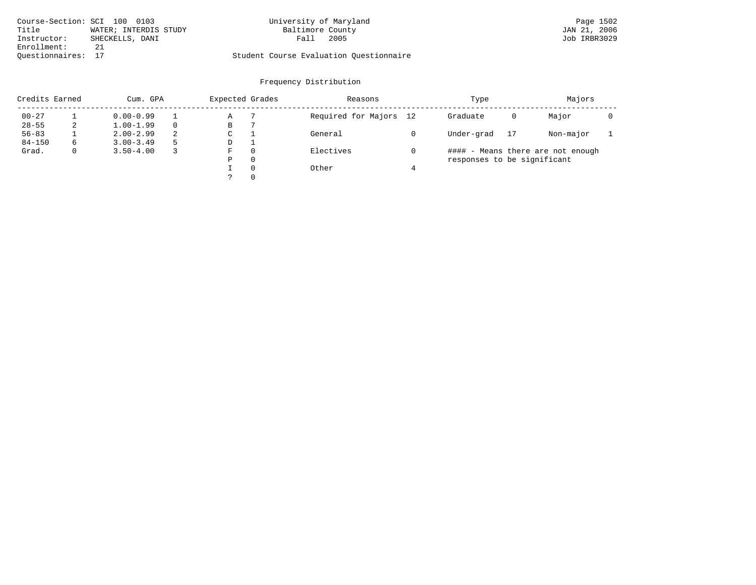Course-Section: SCI 100 0103
Title: WATER; INTERDIS STUDY
Instructor: SHECKELLS, DANI
Enrollment: 21
Questionnaires: 17

University of Maryland
Baltimore County
Fall 2005

Student Course Evaluation Questionnaire

## Frequency Distribution

| Credits Earned | | Cum. GPA | | Expected Grades | | Reasons | | Type | | Majors | |
|---|---|---|---|---|---|---|---|---|---|---|---|
| 00-27 | 1 | 0.00-0.99 | 1 | A | 7 | Required for Majors | 12 | Graduate | 0 | Major | 0 |
| 28-55 | 2 | 1.00-1.99 | 0 | B | 7 | | | | | | |
| 56-83 | 1 | 2.00-2.99 | 2 | C | 1 | General | 0 | Under-grad | 17 | Non-major | 1 |
| 84-150 | 6 | 3.00-3.49 | 5 | D | 1 | | | | | | |
| Grad. | 0 | 3.50-4.00 | 3 | F | 0 | Electives | 0 | | | | |
| | | | | P | 0 | | | | | | |
| | | | | I | 0 | Other | 4 | | | | |
| | | | | ? | 0 | | | | | | |

#### - Means there are not enough responses to be significant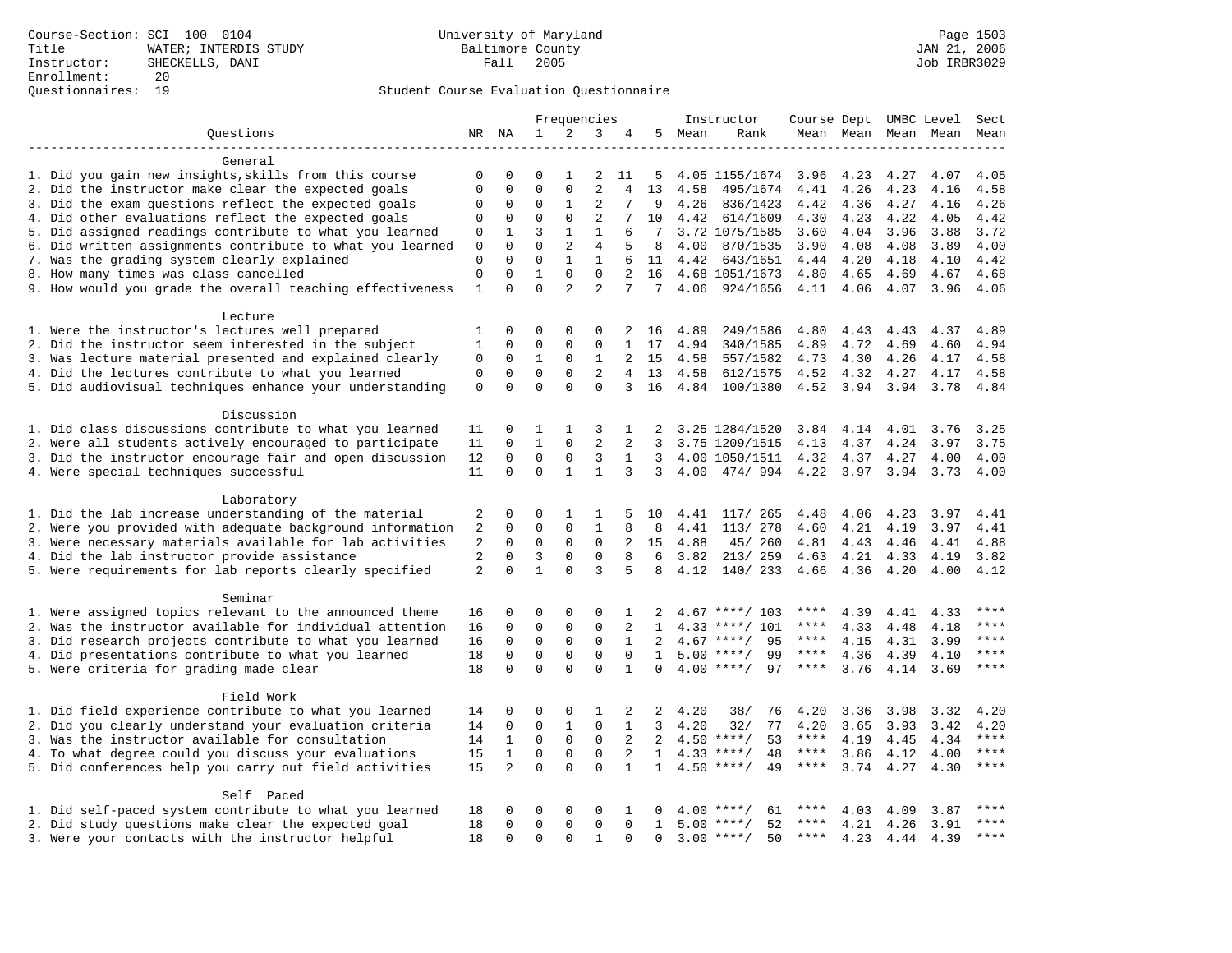Course-Section: SCI 100 0104
Title: WATER; INTERDIS STUDY
Instructor: SHECKELLS, DANI
Enrollment: 20
Questionnaires: 19

University of Maryland
Baltimore County
Fall 2005

JAN 21, 2006
Job IRBR3029

Student Course Evaluation Questionnaire

| Questions | NR | NA | 1 | 2 | 3 | 4 | 5 | Instructor Mean | Instructor Rank | Course Mean | Dept Mean | UMBC Mean | Level Mean | Sect Mean |
|---|---|---|---|---|---|---|---|---|---|---|---|---|---|---|
| **General** | | | | | | | | | | | | | | |
| 1. Did you gain new insights,skills from this course | 0 | 0 | 0 | 1 | 2 | 11 | 5 | 4.05 | 1155/1674 | 3.96 | 4.23 | 4.27 | 4.07 | 4.05 |
| 2. Did the instructor make clear the expected goals | 0 | 0 | 0 | 0 | 2 | 4 | 13 | 4.58 | 495/1674 | 4.41 | 4.26 | 4.23 | 4.16 | 4.58 |
| 3. Did the exam questions reflect the expected goals | 0 | 0 | 0 | 1 | 2 | 7 | 9 | 4.26 | 836/1423 | 4.42 | 4.36 | 4.27 | 4.16 | 4.26 |
| 4. Did other evaluations reflect the expected goals | 0 | 0 | 0 | 0 | 2 | 7 | 10 | 4.42 | 614/1609 | 4.30 | 4.23 | 4.22 | 4.05 | 4.42 |
| 5. Did assigned readings contribute to what you learned | 0 | 1 | 3 | 1 | 1 | 6 | 7 | 3.72 | 1075/1585 | 3.60 | 4.04 | 3.96 | 3.88 | 3.72 |
| 6. Did written assignments contribute to what you learned | 0 | 0 | 0 | 2 | 4 | 5 | 8 | 4.00 | 870/1535 | 3.90 | 4.08 | 4.08 | 3.89 | 4.00 |
| 7. Was the grading system clearly explained | 0 | 0 | 0 | 1 | 1 | 6 | 11 | 4.42 | 643/1651 | 4.44 | 4.20 | 4.18 | 4.10 | 4.42 |
| 8. How many times was class cancelled | 0 | 0 | 1 | 0 | 0 | 2 | 16 | 4.68 | 1051/1673 | 4.80 | 4.65 | 4.69 | 4.67 | 4.68 |
| 9. How would you grade the overall teaching effectiveness | 1 | 0 | 0 | 2 | 2 | 7 | 7 | 4.06 | 924/1656 | 4.11 | 4.06 | 4.07 | 3.96 | 4.06 |
| **Lecture** | | | | | | | | | | | | | | |
| 1. Were the instructor's lectures well prepared | 1 | 0 | 0 | 0 | 0 | 2 | 16 | 4.89 | 249/1586 | 4.80 | 4.43 | 4.43 | 4.37 | 4.89 |
| 2. Did the instructor seem interested in the subject | 1 | 0 | 0 | 0 | 0 | 1 | 17 | 4.94 | 340/1585 | 4.89 | 4.72 | 4.69 | 4.60 | 4.94 |
| 3. Was lecture material presented and explained clearly | 0 | 0 | 1 | 0 | 1 | 2 | 15 | 4.58 | 557/1582 | 4.73 | 4.30 | 4.26 | 4.17 | 4.58 |
| 4. Did the lectures contribute to what you learned | 0 | 0 | 0 | 0 | 2 | 4 | 13 | 4.58 | 612/1575 | 4.52 | 4.32 | 4.27 | 4.17 | 4.58 |
| 5. Did audiovisual techniques enhance your understanding | 0 | 0 | 0 | 0 | 0 | 3 | 16 | 4.84 | 100/1380 | 4.52 | 3.94 | 3.94 | 3.78 | 4.84 |
| **Discussion** | | | | | | | | | | | | | | |
| 1. Did class discussions contribute to what you learned | 11 | 0 | 1 | 1 | 3 | 1 | 2 | 3.25 | 1284/1520 | 3.84 | 4.14 | 4.01 | 3.76 | 3.25 |
| 2. Were all students actively encouraged to participate | 11 | 0 | 1 | 0 | 2 | 2 | 3 | 3.75 | 1209/1515 | 4.13 | 4.37 | 4.24 | 3.97 | 3.75 |
| 3. Did the instructor encourage fair and open discussion | 12 | 0 | 0 | 0 | 3 | 1 | 3 | 4.00 | 1050/1511 | 4.32 | 4.37 | 4.27 | 4.00 | 4.00 |
| 4. Were special techniques successful | 11 | 0 | 0 | 1 | 1 | 3 | 3 | 4.00 | 474/ 994 | 4.22 | 3.97 | 3.94 | 3.73 | 4.00 |
| **Laboratory** | | | | | | | | | | | | | | |
| 1. Did the lab increase understanding of the material | 2 | 0 | 0 | 1 | 1 | 5 | 10 | 4.41 | 117/ 265 | 4.48 | 4.06 | 4.23 | 3.97 | 4.41 |
| 2. Were you provided with adequate background information | 2 | 0 | 0 | 0 | 1 | 8 | 8 | 4.41 | 113/ 278 | 4.60 | 4.21 | 4.19 | 3.97 | 4.41 |
| 3. Were necessary materials available for lab activities | 2 | 0 | 0 | 0 | 0 | 2 | 15 | 4.88 | 45/ 260 | 4.81 | 4.43 | 4.46 | 4.41 | 4.88 |
| 4. Did the lab instructor provide assistance | 2 | 0 | 3 | 0 | 0 | 8 | 6 | 3.82 | 213/ 259 | 4.63 | 4.21 | 4.33 | 4.19 | 3.82 |
| 5. Were requirements for lab reports clearly specified | 2 | 0 | 1 | 0 | 3 | 5 | 8 | 4.12 | 140/ 233 | 4.66 | 4.36 | 4.20 | 4.00 | 4.12 |
| **Seminar** | | | | | | | | | | | | | | |
| 1. Were assigned topics relevant to the announced theme | 16 | 0 | 0 | 0 | 0 | 1 | 2 | 4.67 | ****/ 103 | **** | 4.39 | 4.41 | 4.33 | **** |
| 2. Was the instructor available for individual attention | 16 | 0 | 0 | 0 | 0 | 2 | 1 | 4.33 | ****/ 101 | **** | 4.33 | 4.48 | 4.18 | **** |
| 3. Did research projects contribute to what you learned | 16 | 0 | 0 | 0 | 0 | 1 | 2 | 4.67 | ****/ 95 | **** | 4.15 | 4.31 | 3.99 | **** |
| 4. Did presentations contribute to what you learned | 18 | 0 | 0 | 0 | 0 | 0 | 1 | 5.00 | ****/ 99 | **** | 4.36 | 4.39 | 4.10 | **** |
| 5. Were criteria for grading made clear | 18 | 0 | 0 | 0 | 0 | 1 | 0 | 4.00 | ****/ 97 | **** | 3.76 | 4.14 | 3.69 | **** |
| **Field Work** | | | | | | | | | | | | | | |
| 1. Did field experience contribute to what you learned | 14 | 0 | 0 | 0 | 1 | 2 | 2 | 4.20 | 38/ 76 | 4.20 | 3.36 | 3.98 | 3.32 | 4.20 |
| 2. Did you clearly understand your evaluation criteria | 14 | 0 | 0 | 1 | 0 | 1 | 3 | 4.20 | 32/ 77 | 4.20 | 3.65 | 3.93 | 3.42 | 4.20 |
| 3. Was the instructor available for consultation | 14 | 1 | 0 | 0 | 0 | 2 | 2 | 4.50 | ****/ 53 | **** | 4.19 | 4.45 | 4.34 | **** |
| 4. To what degree could you discuss your evaluations | 15 | 1 | 0 | 0 | 0 | 2 | 1 | 4.33 | ****/ 48 | **** | 3.86 | 4.12 | 4.00 | **** |
| 5. Did conferences help you carry out field activities | 15 | 2 | 0 | 0 | 0 | 1 | 1 | 4.50 | ****/ 49 | **** | 3.74 | 4.27 | 4.30 | **** |
| **Self Paced** | | | | | | | | | | | | | | |
| 1. Did self-paced system contribute to what you learned | 18 | 0 | 0 | 0 | 0 | 1 | 0 | 4.00 | ****/ 61 | **** | 4.03 | 4.09 | 3.87 | **** |
| 2. Did study questions make clear the expected goal | 18 | 0 | 0 | 0 | 0 | 0 | 1 | 5.00 | ****/ 52 | **** | 4.21 | 4.26 | 3.91 | **** |
| 3. Were your contacts with the instructor helpful | 18 | 0 | 0 | 0 | 1 | 0 | 0 | 3.00 | ****/ 50 | **** | 4.23 | 4.44 | 4.39 | **** |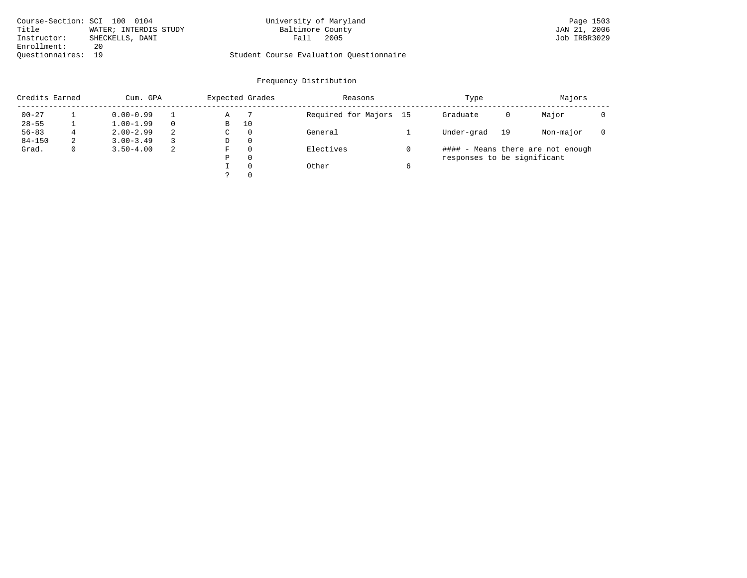Course-Section: SCI 100 0104
Title: WATER; INTERDIS STUDY
Instructor: SHECKELLS, DANI
Enrollment: 20
Questionnaires: 19

University of Maryland
Baltimore County
Fall 2005

Student Course Evaluation Questionnaire

JAN 21, 2006
Job IRBR3029

## Frequency Distribution

| Credits Earned | | Cum. GPA | | Expected Grades | | Reasons | | Type | | Majors | |
|---|---|---|---|---|---|---|---|---|---|---|---|
| 00-27 | 1 | 0.00-0.99 | 1 | A | 7 | Required for Majors | 15 | Graduate | 0 | Major | 0 |
| 28-55 | 1 | 1.00-1.99 | 0 | B | 10 | | | | | | |
| 56-83 | 4 | 2.00-2.99 | 2 | C | 0 | General | 1 | Under-grad | 19 | Non-major | 0 |
| 84-150 | 2 | 3.00-3.49 | 3 | D | 0 | | | | | | |
| Grad. | 0 | 3.50-4.00 | 2 | F | 0 | Electives | 0 | | | | |
| | | | | P | 0 | | | | | | |
| | | | | I | 0 | Other | 6 | | | | |
| | | | | ? | 0 | | | | | | |

#### - Means there are not enough responses to be significant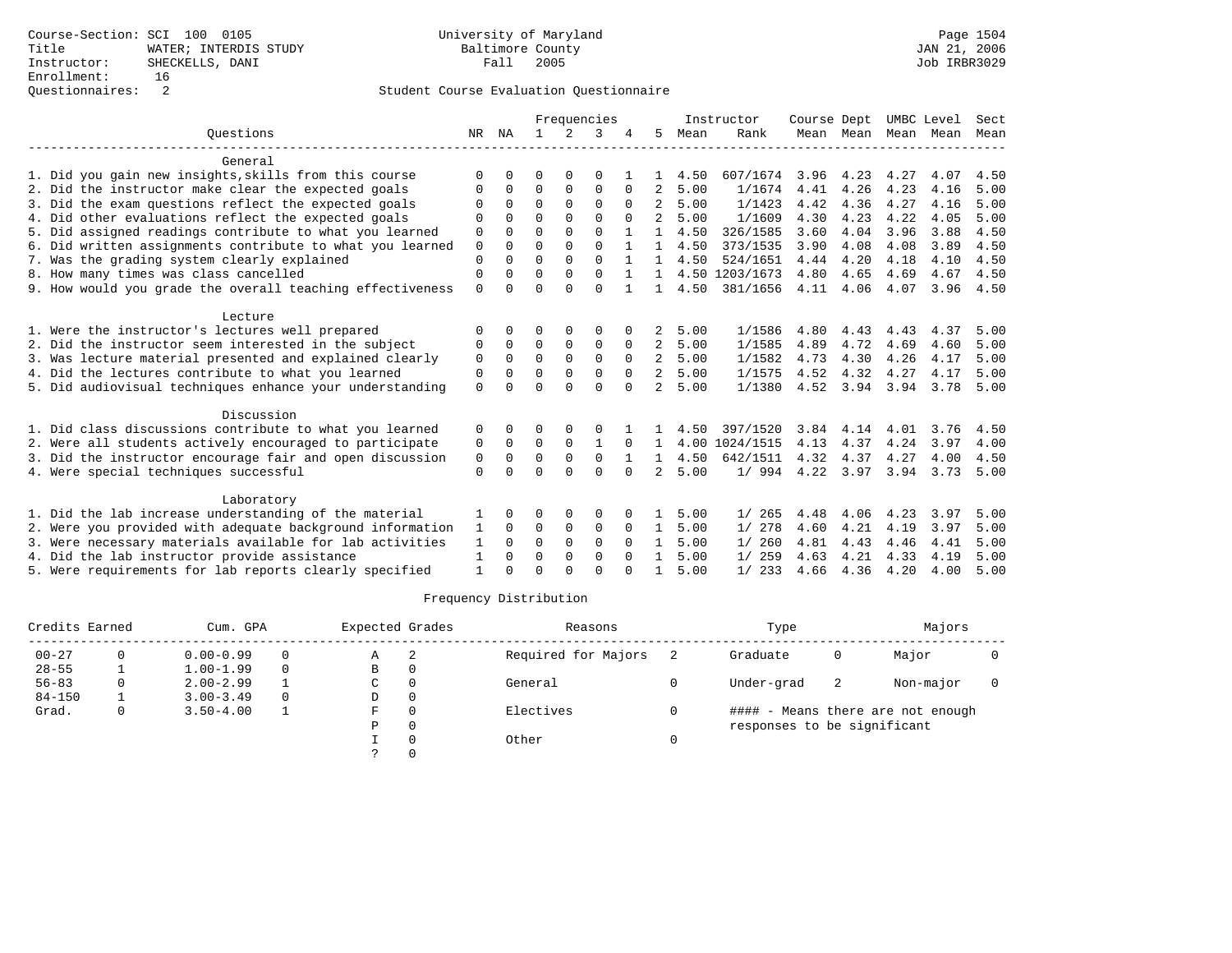Course-Section: SCI 100 0105
Title: WATER; INTERDIS STUDY
Instructor: SHECKELLS, DANI
Enrollment: 16
Questionnaires: 2

University of Maryland
Baltimore County
Fall 2005

Student Course Evaluation Questionnaire

| Questions | NR | NA | 1 | 2 | 3 | 4 | 5 | Instructor Mean | Rank | Course Mean | Dept Mean | UMBC Mean | Level Mean | Sect Mean |
|---|---|---|---|---|---|---|---|---|---|---|---|---|---|---|
| **General** | | | | | | | | | | | | | | |
| 1. Did you gain new insights,skills from this course | 0 | 0 | 0 | 0 | 0 | 1 | 1 | 4.50 | 607/1674 | 3.96 | 4.23 | 4.27 | 4.07 | 4.50 |
| 2. Did the instructor make clear the expected goals | 0 | 0 | 0 | 0 | 0 | 0 | 2 | 5.00 | 1/1674 | 4.41 | 4.26 | 4.23 | 4.16 | 5.00 |
| 3. Did the exam questions reflect the expected goals | 0 | 0 | 0 | 0 | 0 | 0 | 2 | 5.00 | 1/1423 | 4.42 | 4.36 | 4.27 | 4.16 | 5.00 |
| 4. Did other evaluations reflect the expected goals | 0 | 0 | 0 | 0 | 0 | 0 | 2 | 5.00 | 1/1609 | 4.30 | 4.23 | 4.22 | 4.05 | 5.00 |
| 5. Did assigned readings contribute to what you learned | 0 | 0 | 0 | 0 | 0 | 1 | 1 | 4.50 | 326/1585 | 3.60 | 4.04 | 3.96 | 3.88 | 4.50 |
| 6. Did written assignments contribute to what you learned | 0 | 0 | 0 | 0 | 0 | 1 | 1 | 4.50 | 373/1535 | 3.90 | 4.08 | 4.08 | 3.89 | 4.50 |
| 7. Was the grading system clearly explained | 0 | 0 | 0 | 0 | 0 | 1 | 1 | 4.50 | 524/1651 | 4.44 | 4.20 | 4.18 | 4.10 | 4.50 |
| 8. How many times was class cancelled | 0 | 0 | 0 | 0 | 0 | 1 | 1 | 4.50 | 1203/1673 | 4.80 | 4.65 | 4.69 | 4.67 | 4.50 |
| 9. How would you grade the overall teaching effectiveness | 0 | 0 | 0 | 0 | 0 | 1 | 1 | 4.50 | 381/1656 | 4.11 | 4.06 | 4.07 | 3.96 | 4.50 |
| **Lecture** | | | | | | | | | | | | | | |
| 1. Were the instructor's lectures well prepared | 0 | 0 | 0 | 0 | 0 | 0 | 2 | 5.00 | 1/1586 | 4.80 | 4.43 | 4.43 | 4.37 | 5.00 |
| 2. Did the instructor seem interested in the subject | 0 | 0 | 0 | 0 | 0 | 0 | 2 | 5.00 | 1/1585 | 4.89 | 4.72 | 4.69 | 4.60 | 5.00 |
| 3. Was lecture material presented and explained clearly | 0 | 0 | 0 | 0 | 0 | 0 | 2 | 5.00 | 1/1582 | 4.73 | 4.30 | 4.26 | 4.17 | 5.00 |
| 4. Did the lectures contribute to what you learned | 0 | 0 | 0 | 0 | 0 | 0 | 2 | 5.00 | 1/1575 | 4.52 | 4.32 | 4.27 | 4.17 | 5.00 |
| 5. Did audiovisual techniques enhance your understanding | 0 | 0 | 0 | 0 | 0 | 0 | 2 | 5.00 | 1/1380 | 4.52 | 3.94 | 3.94 | 3.78 | 5.00 |
| **Discussion** | | | | | | | | | | | | | | |
| 1. Did class discussions contribute to what you learned | 0 | 0 | 0 | 0 | 0 | 1 | 1 | 4.50 | 397/1520 | 3.84 | 4.14 | 4.01 | 3.76 | 4.50 |
| 2. Were all students actively encouraged to participate | 0 | 0 | 0 | 0 | 1 | 0 | 1 | 4.00 | 1024/1515 | 4.13 | 4.37 | 4.24 | 3.97 | 4.00 |
| 3. Did the instructor encourage fair and open discussion | 0 | 0 | 0 | 0 | 0 | 1 | 1 | 4.50 | 642/1511 | 4.32 | 4.37 | 4.27 | 4.00 | 4.50 |
| 4. Were special techniques successful | 0 | 0 | 0 | 0 | 0 | 0 | 2 | 5.00 | 1/ 994 | 4.22 | 3.97 | 3.94 | 3.73 | 5.00 |
| **Laboratory** | | | | | | | | | | | | | | |
| 1. Did the lab increase understanding of the material | 1 | 0 | 0 | 0 | 0 | 0 | 1 | 5.00 | 1/ 265 | 4.48 | 4.06 | 4.23 | 3.97 | 5.00 |
| 2. Were you provided with adequate background information | 1 | 0 | 0 | 0 | 0 | 0 | 1 | 5.00 | 1/ 278 | 4.60 | 4.21 | 4.19 | 3.97 | 5.00 |
| 3. Were necessary materials available for lab activities | 1 | 0 | 0 | 0 | 0 | 0 | 1 | 5.00 | 1/ 260 | 4.81 | 4.43 | 4.46 | 4.41 | 5.00 |
| 4. Did the lab instructor provide assistance | 1 | 0 | 0 | 0 | 0 | 0 | 1 | 5.00 | 1/ 259 | 4.63 | 4.21 | 4.33 | 4.19 | 5.00 |
| 5. Were requirements for lab reports clearly specified | 1 | 0 | 0 | 0 | 0 | 0 | 1 | 5.00 | 1/ 233 | 4.66 | 4.36 | 4.20 | 4.00 | 5.00 |

Frequency Distribution

| Credits Earned | | Cum. GPA | | Expected Grades | | Reasons | | Type | | Majors | |
|---|---|---|---|---|---|---|---|---|---|---|---|
| 00-27 | 0 | 0.00-0.99 | 0 | A | 2 | Required for Majors | 2 | Graduate | 0 | Major | 0 |
| 28-55 | 1 | 1.00-1.99 | 0 | B | 0 | | | | | | |
| 56-83 | 0 | 2.00-2.99 | 1 | C | 0 | General | 0 | Under-grad | 2 | Non-major | 0 |
| 84-150 | 1 | 3.00-3.49 | 0 | D | 0 | | | | | | |
| Grad. | 0 | 3.50-4.00 | 1 | F | 0 | Electives | 0 | #### - Means there are not enough responses to be significant | | | |
| | | | | P | 0 | | | | | | |
| | | | | I | 0 | Other | 0 | | | | |
| | | | | ? | 0 | | | | | | |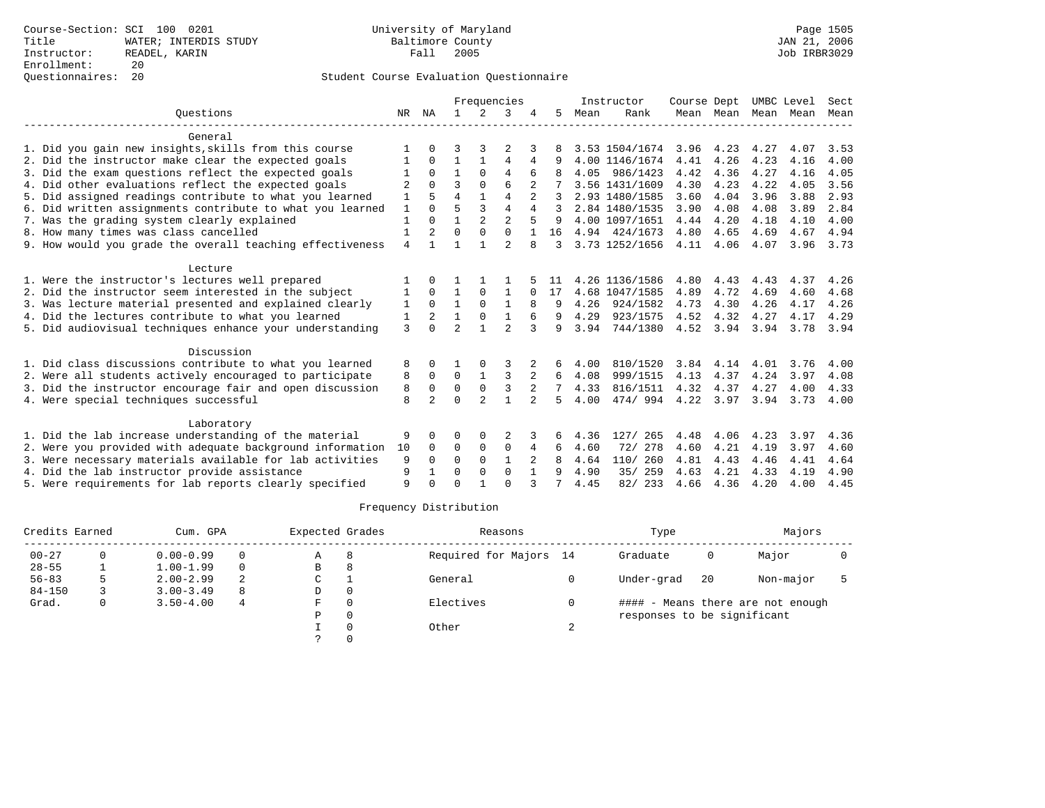Course-Section: SCI 100 0201
Title: WATER; INTERDIS STUDY
Instructor: READEL, KARIN
Enrollment: 20
Questionnaires: 20

University of Maryland
Baltimore County
Fall 2005

Page 1505
JAN 21, 2006
Job IRBR3029

## Student Course Evaluation Questionnaire

| Questions | NR | NA | 1 | 2 | 3 | 4 | 5 | Instructor Mean | Rank | Course Mean | Dept Mean | UMBC Mean | Level Mean | Sect Mean |
|---|---|---|---|---|---|---|---|---|---|---|---|---|---|---|
| **General** | | | | | | | | | | | | | | |
| 1. Did you gain new insights,skills from this course | 1 | 0 | 3 | 3 | 2 | 3 | 8 | 3.53 | 1504/1674 | 3.96 | 4.23 | 4.27 | 4.07 | 3.53 |
| 2. Did the instructor make clear the expected goals | 1 | 0 | 1 | 1 | 4 | 4 | 9 | 4.00 | 1146/1674 | 4.41 | 4.26 | 4.23 | 4.16 | 4.00 |
| 3. Did the exam questions reflect the expected goals | 1 | 0 | 1 | 0 | 4 | 6 | 8 | 4.05 | 986/1423 | 4.42 | 4.36 | 4.27 | 4.16 | 4.05 |
| 4. Did other evaluations reflect the expected goals | 2 | 0 | 3 | 0 | 6 | 2 | 7 | 3.56 | 1431/1609 | 4.30 | 4.23 | 4.22 | 4.05 | 3.56 |
| 5. Did assigned readings contribute to what you learned | 1 | 5 | 4 | 1 | 4 | 2 | 3 | 2.93 | 1480/1585 | 3.60 | 4.04 | 3.96 | 3.88 | 2.93 |
| 6. Did written assignments contribute to what you learned | 1 | 0 | 5 | 3 | 4 | 4 | 3 | 2.84 | 1480/1535 | 3.90 | 4.08 | 4.08 | 3.89 | 2.84 |
| 7. Was the grading system clearly explained | 1 | 0 | 1 | 2 | 2 | 5 | 9 | 4.00 | 1097/1651 | 4.44 | 4.20 | 4.18 | 4.10 | 4.00 |
| 8. How many times was class cancelled | 1 | 2 | 0 | 0 | 0 | 1 | 16 | 4.94 | 424/1673 | 4.80 | 4.65 | 4.69 | 4.67 | 4.94 |
| 9. How would you grade the overall teaching effectiveness | 4 | 1 | 1 | 1 | 2 | 8 | 3 | 3.73 | 1252/1656 | 4.11 | 4.06 | 4.07 | 3.96 | 3.73 |
| **Lecture** | | | | | | | | | | | | | | |
| 1. Were the instructor's lectures well prepared | 1 | 0 | 1 | 1 | 1 | 5 | 11 | 4.26 | 1136/1586 | 4.80 | 4.43 | 4.43 | 4.37 | 4.26 |
| 2. Did the instructor seem interested in the subject | 1 | 0 | 1 | 0 | 1 | 0 | 17 | 4.68 | 1047/1585 | 4.89 | 4.72 | 4.69 | 4.60 | 4.68 |
| 3. Was lecture material presented and explained clearly | 1 | 0 | 1 | 0 | 1 | 8 | 9 | 4.26 | 924/1582 | 4.73 | 4.30 | 4.26 | 4.17 | 4.26 |
| 4. Did the lectures contribute to what you learned | 1 | 2 | 1 | 0 | 1 | 6 | 9 | 4.29 | 923/1575 | 4.52 | 4.32 | 4.27 | 4.17 | 4.29 |
| 5. Did audiovisual techniques enhance your understanding | 3 | 0 | 2 | 1 | 2 | 3 | 9 | 3.94 | 744/1380 | 4.52 | 3.94 | 3.94 | 3.78 | 3.94 |
| **Discussion** | | | | | | | | | | | | | | |
| 1. Did class discussions contribute to what you learned | 8 | 0 | 1 | 0 | 3 | 2 | 6 | 4.00 | 810/1520 | 3.84 | 4.14 | 4.01 | 3.76 | 4.00 |
| 2. Were all students actively encouraged to participate | 8 | 0 | 0 | 1 | 3 | 2 | 6 | 4.08 | 999/1515 | 4.13 | 4.37 | 4.24 | 3.97 | 4.08 |
| 3. Did the instructor encourage fair and open discussion | 8 | 0 | 0 | 0 | 3 | 2 | 7 | 4.33 | 816/1511 | 4.32 | 4.37 | 4.27 | 4.00 | 4.33 |
| 4. Were special techniques successful | 8 | 2 | 0 | 2 | 1 | 2 | 5 | 4.00 | 474/ 994 | 4.22 | 3.97 | 3.94 | 3.73 | 4.00 |
| **Laboratory** | | | | | | | | | | | | | | |
| 1. Did the lab increase understanding of the material | 9 | 0 | 0 | 0 | 2 | 3 | 6 | 4.36 | 127/ 265 | 4.48 | 4.06 | 4.23 | 3.97 | 4.36 |
| 2. Were you provided with adequate background information | 10 | 0 | 0 | 0 | 0 | 4 | 6 | 4.60 | 72/ 278 | 4.60 | 4.21 | 4.19 | 3.97 | 4.60 |
| 3. Were necessary materials available for lab activities | 9 | 0 | 0 | 0 | 1 | 2 | 8 | 4.64 | 110/ 260 | 4.81 | 4.43 | 4.46 | 4.41 | 4.64 |
| 4. Did the lab instructor provide assistance | 9 | 1 | 0 | 0 | 0 | 1 | 9 | 4.90 | 35/ 259 | 4.63 | 4.21 | 4.33 | 4.19 | 4.90 |
| 5. Were requirements for lab reports clearly specified | 9 | 0 | 0 | 1 | 0 | 3 | 7 | 4.45 | 82/ 233 | 4.66 | 4.36 | 4.20 | 4.00 | 4.45 |

## Frequency Distribution

| Credits Earned | | Cum. GPA | | Expected Grades | | Reasons | | Type | | Majors | |
|---|---|---|---|---|---|---|---|---|---|---|---|
| 00-27 | 0 | 0.00-0.99 | 0 | A | 8 | Required for Majors | 14 | Graduate | 0 | Major | 0 |
| 28-55 | 1 | 1.00-1.99 | 0 | B | 8 | | | | | | |
| 56-83 | 5 | 2.00-2.99 | 2 | C | 1 | General | 0 | Under-grad | 20 | Non-major | 5 |
| 84-150 | 3 | 3.00-3.49 | 8 | D | 0 | | | | | | |
| Grad. | 0 | 3.50-4.00 | 4 | F | 0 | Electives | 0 | | | | |
| | | | | P | 0 | | | | | | |
| | | | | I | 0 | Other | 2 | | | | |
| | | | | ? | 0 | | | | | | |

#### - Means there are not enough responses to be significant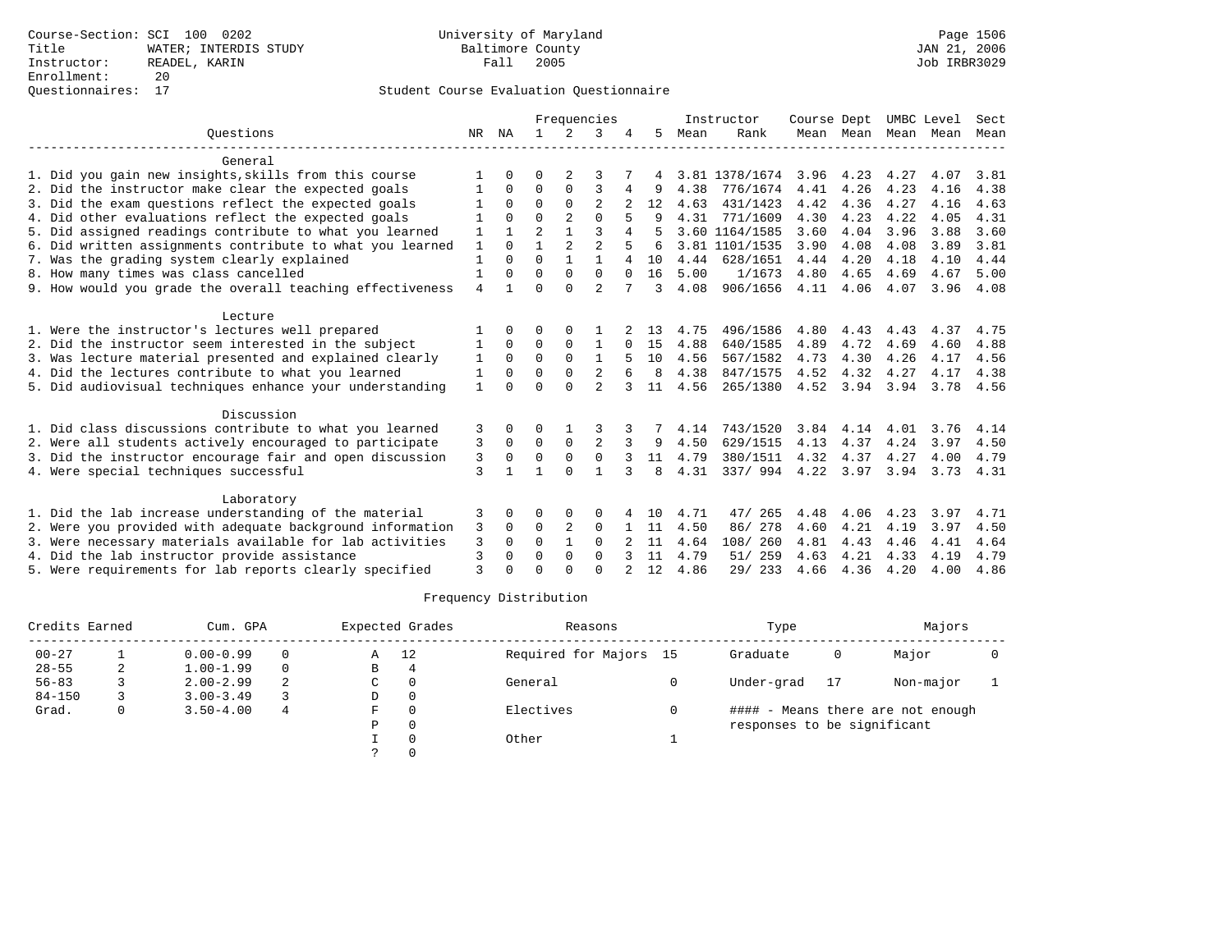Course-Section: SCI 100 0202
Title: WATER; INTERDIS STUDY
Instructor: READEL, KARIN
Enrollment: 20
Questionnaires: 17

University of Maryland
Baltimore County
Fall 2005

JAN 21, 2006
Job IRBR3029

## Student Course Evaluation Questionnaire

| Questions | NR | NA | 1 | 2 | 3 | 4 | 5 | Instructor Mean | Instructor Rank | Course Mean | Dept Mean | UMBC Mean | Level Mean | Sect Mean |
|---|---|---|---|---|---|---|---|---|---|---|---|---|---|---|
| **General** | | | | | | | | | | | | | | |
| 1. Did you gain new insights,skills from this course | 1 | 0 | 0 | 2 | 3 | 7 | 4 | 3.81 | 1378/1674 | 3.96 | 4.23 | 4.27 | 4.07 | 3.81 |
| 2. Did the instructor make clear the expected goals | 1 | 0 | 0 | 0 | 3 | 4 | 9 | 4.38 | 776/1674 | 4.41 | 4.26 | 4.23 | 4.16 | 4.38 |
| 3. Did the exam questions reflect the expected goals | 1 | 0 | 0 | 0 | 2 | 2 | 12 | 4.63 | 431/1423 | 4.42 | 4.36 | 4.27 | 4.16 | 4.63 |
| 4. Did other evaluations reflect the expected goals | 1 | 0 | 0 | 2 | 0 | 5 | 9 | 4.31 | 771/1609 | 4.30 | 4.23 | 4.22 | 4.05 | 4.31 |
| 5. Did assigned readings contribute to what you learned | 1 | 1 | 2 | 1 | 3 | 4 | 5 | 3.60 | 1164/1585 | 3.60 | 4.04 | 3.96 | 3.88 | 3.60 |
| 6. Did written assignments contribute to what you learned | 1 | 0 | 1 | 2 | 2 | 5 | 6 | 3.81 | 1101/1535 | 3.90 | 4.08 | 4.08 | 3.89 | 3.81 |
| 7. Was the grading system clearly explained | 1 | 0 | 0 | 1 | 1 | 4 | 10 | 4.44 | 628/1651 | 4.44 | 4.20 | 4.18 | 4.10 | 4.44 |
| 8. How many times was class cancelled | 1 | 0 | 0 | 0 | 0 | 0 | 16 | 5.00 | 1/1673 | 4.80 | 4.65 | 4.69 | 4.67 | 5.00 |
| 9. How would you grade the overall teaching effectiveness | 4 | 1 | 0 | 0 | 2 | 7 | 3 | 4.08 | 906/1656 | 4.11 | 4.06 | 4.07 | 3.96 | 4.08 |
| **Lecture** | | | | | | | | | | | | | | |
| 1. Were the instructor's lectures well prepared | 1 | 0 | 0 | 0 | 1 | 2 | 13 | 4.75 | 496/1586 | 4.80 | 4.43 | 4.43 | 4.37 | 4.75 |
| 2. Did the instructor seem interested in the subject | 1 | 0 | 0 | 0 | 1 | 0 | 15 | 4.88 | 640/1585 | 4.89 | 4.72 | 4.69 | 4.60 | 4.88 |
| 3. Was lecture material presented and explained clearly | 1 | 0 | 0 | 0 | 1 | 5 | 10 | 4.56 | 567/1582 | 4.73 | 4.30 | 4.26 | 4.17 | 4.56 |
| 4. Did the lectures contribute to what you learned | 1 | 0 | 0 | 0 | 2 | 6 | 8 | 4.38 | 847/1575 | 4.52 | 4.32 | 4.27 | 4.17 | 4.38 |
| 5. Did audiovisual techniques enhance your understanding | 1 | 0 | 0 | 0 | 2 | 3 | 11 | 4.56 | 265/1380 | 4.52 | 3.94 | 3.94 | 3.78 | 4.56 |
| **Discussion** | | | | | | | | | | | | | | |
| 1. Did class discussions contribute to what you learned | 3 | 0 | 0 | 1 | 3 | 3 | 7 | 4.14 | 743/1520 | 3.84 | 4.14 | 4.01 | 3.76 | 4.14 |
| 2. Were all students actively encouraged to participate | 3 | 0 | 0 | 0 | 2 | 3 | 9 | 4.50 | 629/1515 | 4.13 | 4.37 | 4.24 | 3.97 | 4.50 |
| 3. Did the instructor encourage fair and open discussion | 3 | 0 | 0 | 0 | 0 | 3 | 11 | 4.79 | 380/1511 | 4.32 | 4.37 | 4.27 | 4.00 | 4.79 |
| 4. Were special techniques successful | 3 | 1 | 1 | 0 | 1 | 3 | 8 | 4.31 | 337/ 994 | 4.22 | 3.97 | 3.94 | 3.73 | 4.31 |
| **Laboratory** | | | | | | | | | | | | | | |
| 1. Did the lab increase understanding of the material | 3 | 0 | 0 | 0 | 0 | 4 | 10 | 4.71 | 47/ 265 | 4.48 | 4.06 | 4.23 | 3.97 | 4.71 |
| 2. Were you provided with adequate background information | 3 | 0 | 0 | 2 | 0 | 1 | 11 | 4.50 | 86/ 278 | 4.60 | 4.21 | 4.19 | 3.97 | 4.50 |
| 3. Were necessary materials available for lab activities | 3 | 0 | 0 | 1 | 0 | 2 | 11 | 4.64 | 108/ 260 | 4.81 | 4.43 | 4.46 | 4.41 | 4.64 |
| 4. Did the lab instructor provide assistance | 3 | 0 | 0 | 0 | 0 | 3 | 11 | 4.79 | 51/ 259 | 4.63 | 4.21 | 4.33 | 4.19 | 4.79 |
| 5. Were requirements for lab reports clearly specified | 3 | 0 | 0 | 0 | 0 | 2 | 12 | 4.86 | 29/ 233 | 4.66 | 4.36 | 4.20 | 4.00 | 4.86 |

## Frequency Distribution

| Credits Earned | | Cum. GPA | | Expected Grades | | Reasons | | Type | | Majors | |
|---|---|---|---|---|---|---|---|---|---|---|---|
| 00-27 | 1 | 0.00-0.99 | 0 | A | 12 | Required for Majors | 15 | Graduate | 0 | Major | 0 |
| 28-55 | 2 | 1.00-1.99 | 0 | B | 4 | | | | | | |
| 56-83 | 3 | 2.00-2.99 | 2 | C | 0 | General | 0 | Under-grad | 17 | Non-major | 1 |
| 84-150 | 3 | 3.00-3.49 | 3 | D | 0 | | | | | | |
| Grad. | 0 | 3.50-4.00 | 4 | F | 0 | Electives | 0 | | | | |
| | | | | P | 0 | | | | | | |
| | | | | I | 0 | Other | 1 | | | | |
| | | | | ? | 0 | | | | | | |

#### - Means there are not enough responses to be significant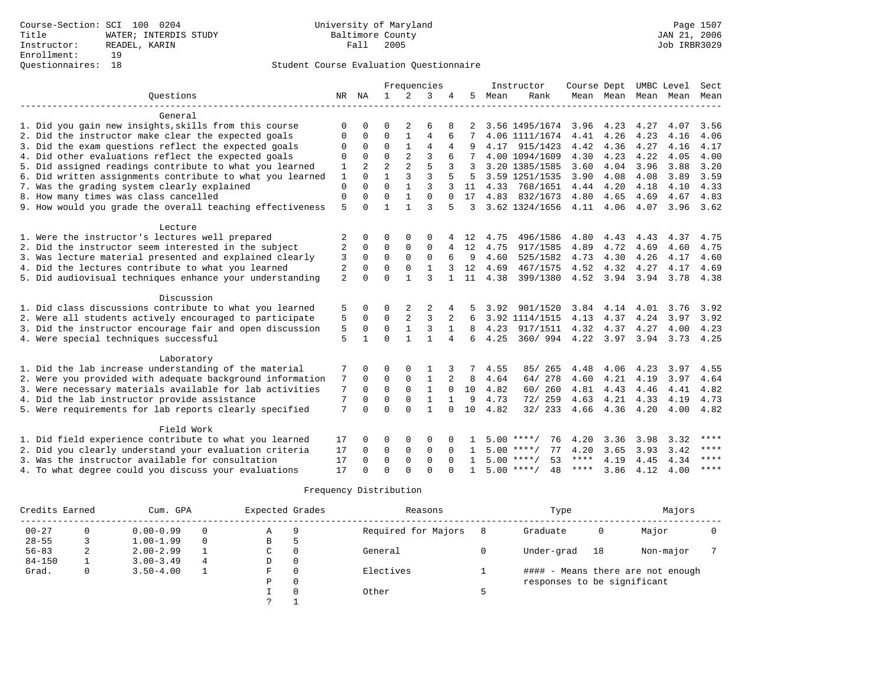Course-Section: SCI 100 0204
Title: WATER; INTERDIS STUDY
Instructor: READEL, KARIN
Enrollment: 19
Questionnaires: 18

University of Maryland
Baltimore County
Fall 2005

JAN 21, 2006
Job IRBR3029

Student Course Evaluation Questionnaire

| Questions | NR | NA | 1 | 2 | 3 | 4 | 5 | Instructor Mean | Rank | Course Mean | Dept Mean | UMBC Level Mean | Level Mean | Sect Mean |
|---|---|---|---|---|---|---|---|---|---|---|---|---|---|---|
| **General** | | | | | | | | | | | | | | |
| 1. Did you gain new insights,skills from this course | 0 | 0 | 0 | 2 | 6 | 8 | 2 | 3.56 | 1495/1674 | 3.96 | 4.23 | 4.27 | 4.07 | 3.56 |
| 2. Did the instructor make clear the expected goals | 0 | 0 | 0 | 1 | 4 | 6 | 7 | 4.06 | 1111/1674 | 4.41 | 4.26 | 4.23 | 4.16 | 4.06 |
| 3. Did the exam questions reflect the expected goals | 0 | 0 | 0 | 1 | 4 | 4 | 9 | 4.17 | 915/1423 | 4.42 | 4.36 | 4.27 | 4.16 | 4.17 |
| 4. Did other evaluations reflect the expected goals | 0 | 0 | 0 | 2 | 3 | 6 | 7 | 4.00 | 1094/1609 | 4.30 | 4.23 | 4.22 | 4.05 | 4.00 |
| 5. Did assigned readings contribute to what you learned | 1 | 2 | 2 | 2 | 5 | 3 | 3 | 3.20 | 1385/1585 | 3.60 | 4.04 | 3.96 | 3.88 | 3.20 |
| 6. Did written assignments contribute to what you learned | 1 | 0 | 1 | 3 | 3 | 5 | 5 | 3.59 | 1251/1535 | 3.90 | 4.08 | 4.08 | 3.89 | 3.59 |
| 7. Was the grading system clearly explained | 0 | 0 | 0 | 1 | 3 | 3 | 11 | 4.33 | 768/1651 | 4.44 | 4.20 | 4.18 | 4.10 | 4.33 |
| 8. How many times was class cancelled | 0 | 0 | 0 | 1 | 0 | 0 | 17 | 4.83 | 832/1673 | 4.80 | 4.65 | 4.69 | 4.67 | 4.83 |
| 9. How would you grade the overall teaching effectiveness | 5 | 0 | 1 | 1 | 3 | 5 | 3 | 3.62 | 1324/1656 | 4.11 | 4.06 | 4.07 | 3.96 | 3.62 |
| **Lecture** | | | | | | | | | | | | | | |
| 1. Were the instructor's lectures well prepared | 2 | 0 | 0 | 0 | 0 | 4 | 12 | 4.75 | 496/1586 | 4.80 | 4.43 | 4.43 | 4.37 | 4.75 |
| 2. Did the instructor seem interested in the subject | 2 | 0 | 0 | 0 | 0 | 4 | 12 | 4.75 | 917/1585 | 4.89 | 4.72 | 4.69 | 4.60 | 4.75 |
| 3. Was lecture material presented and explained clearly | 3 | 0 | 0 | 0 | 0 | 6 | 9 | 4.60 | 525/1582 | 4.73 | 4.30 | 4.26 | 4.17 | 4.60 |
| 4. Did the lectures contribute to what you learned | 2 | 0 | 0 | 0 | 1 | 3 | 12 | 4.69 | 467/1575 | 4.52 | 4.32 | 4.27 | 4.17 | 4.69 |
| 5. Did audiovisual techniques enhance your understanding | 2 | 0 | 0 | 1 | 3 | 1 | 11 | 4.38 | 399/1380 | 4.52 | 3.94 | 3.94 | 3.78 | 4.38 |
| **Discussion** | | | | | | | | | | | | | | |
| 1. Did class discussions contribute to what you learned | 5 | 0 | 0 | 2 | 2 | 4 | 5 | 3.92 | 901/1520 | 3.84 | 4.14 | 4.01 | 3.76 | 3.92 |
| 2. Were all students actively encouraged to participate | 5 | 0 | 0 | 2 | 3 | 2 | 6 | 3.92 | 1114/1515 | 4.13 | 4.37 | 4.24 | 3.97 | 3.92 |
| 3. Did the instructor encourage fair and open discussion | 5 | 0 | 0 | 1 | 3 | 1 | 8 | 4.23 | 917/1511 | 4.32 | 4.37 | 4.27 | 4.00 | 4.23 |
| 4. Were special techniques successful | 5 | 1 | 0 | 1 | 1 | 4 | 6 | 4.25 | 360/ 994 | 4.22 | 3.97 | 3.94 | 3.73 | 4.25 |
| **Laboratory** | | | | | | | | | | | | | | |
| 1. Did the lab increase understanding of the material | 7 | 0 | 0 | 0 | 1 | 3 | 7 | 4.55 | 85/ 265 | 4.48 | 4.06 | 4.23 | 3.97 | 4.55 |
| 2. Were you provided with adequate background information | 7 | 0 | 0 | 0 | 1 | 2 | 8 | 4.64 | 64/ 278 | 4.60 | 4.21 | 4.19 | 3.97 | 4.64 |
| 3. Were necessary materials available for lab activities | 7 | 0 | 0 | 0 | 1 | 0 | 10 | 4.82 | 60/ 260 | 4.81 | 4.43 | 4.46 | 4.41 | 4.82 |
| 4. Did the lab instructor provide assistance | 7 | 0 | 0 | 0 | 1 | 1 | 9 | 4.73 | 72/ 259 | 4.63 | 4.21 | 4.33 | 4.19 | 4.73 |
| 5. Were requirements for lab reports clearly specified | 7 | 0 | 0 | 0 | 1 | 0 | 10 | 4.82 | 32/ 233 | 4.66 | 4.36 | 4.20 | 4.00 | 4.82 |
| **Field Work** | | | | | | | | | | | | | | |
| 1. Did field experience contribute to what you learned | 17 | 0 | 0 | 0 | 0 | 0 | 1 | 5.00 | ****/ 76 | 4.20 | 3.36 | 3.98 | 3.32 | **** |
| 2. Did you clearly understand your evaluation criteria | 17 | 0 | 0 | 0 | 0 | 0 | 1 | 5.00 | ****/ 77 | 4.20 | 3.65 | 3.93 | 3.42 | **** |
| 3. Was the instructor available for consultation | 17 | 0 | 0 | 0 | 0 | 0 | 1 | 5.00 | ****/ 53 | **** | 4.19 | 4.45 | 4.34 | **** |
| 4. To what degree could you discuss your evaluations | 17 | 0 | 0 | 0 | 0 | 0 | 1 | 5.00 | ****/ 48 | **** | 3.86 | 4.12 | 4.00 | **** |

Frequency Distribution

| Credits Earned | | Cum. GPA | | Expected Grades | | Reasons | | Type | | Majors | |
|---|---|---|---|---|---|---|---|---|---|---|---|
| 00-27 | 0 | 0.00-0.99 | 0 | A | 9 | Required for Majors | 8 | Graduate | 0 | Major | 0 |
| 28-55 | 3 | 1.00-1.99 | 0 | B | 5 | | | | | | |
| 56-83 | 2 | 2.00-2.99 | 1 | C | 0 | General | 0 | Under-grad | 18 | Non-major | 7 |
| 84-150 | 1 | 3.00-3.49 | 4 | D | 0 | | | | | | |
| Grad. | 0 | 3.50-4.00 | 1 | F | 0 | Electives | 1 | #### - Means there are not enough responses to be significant | | | |
| | | | | P | 0 | | | | | | |
| | | | | I | 0 | Other | 5 | | | | |
| | | | | ? | 1 | | | | | | |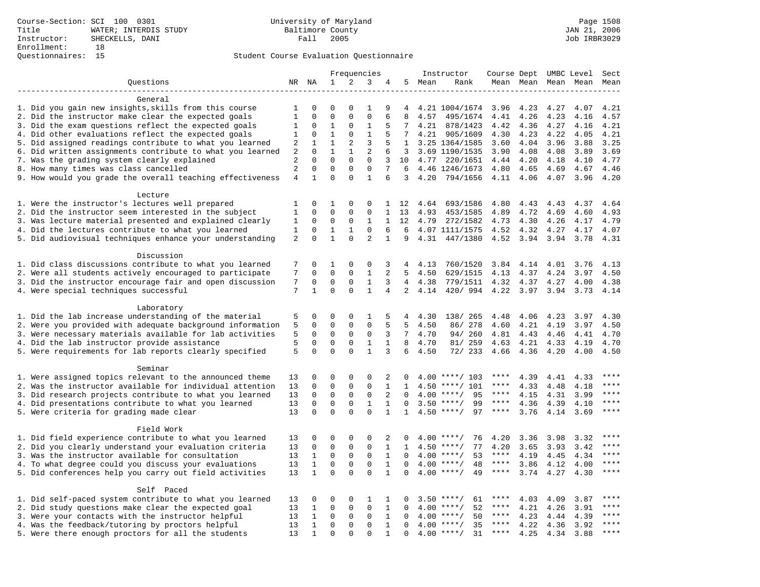Course-Section: SCI 100 0301
Title: WATER; INTERDIS STUDY
Instructor: SHECKELLS, DANI
Enrollment: 18
Questionnaires: 15

University of Maryland
Baltimore County
Fall 2005

Page 1508
JAN 21, 2006
Job IRBR3029

## Student Course Evaluation Questionnaire

| Questions | NR | NA | 1 | 2 | 3 | 4 | 5 | Instructor Mean | Rank | Course Mean | Dept Mean | UMBC Mean | Level Mean | Sect Mean |
|---|---|---|---|---|---|---|---|---|---|---|---|---|---|---|
| **General** | | | | | | | | | | | | | | |
| 1. Did you gain new insights,skills from this course | 1 | 0 | 0 | 0 | 1 | 9 | 4 | 4.21 | 1004/1674 | 3.96 | 4.23 | 4.27 | 4.07 | 4.21 |
| 2. Did the instructor make clear the expected goals | 1 | 0 | 0 | 0 | 0 | 6 | 8 | 4.57 | 495/1674 | 4.41 | 4.26 | 4.23 | 4.16 | 4.57 |
| 3. Did the exam questions reflect the expected goals | 1 | 0 | 1 | 0 | 1 | 5 | 7 | 4.21 | 878/1423 | 4.42 | 4.36 | 4.27 | 4.16 | 4.21 |
| 4. Did other evaluations reflect the expected goals | 1 | 0 | 1 | 0 | 1 | 5 | 7 | 4.21 | 905/1609 | 4.30 | 4.23 | 4.22 | 4.05 | 4.21 |
| 5. Did assigned readings contribute to what you learned | 2 | 1 | 1 | 2 | 3 | 5 | 1 | 3.25 | 1364/1585 | 3.60 | 4.04 | 3.96 | 3.88 | 3.25 |
| 6. Did written assignments contribute to what you learned | 2 | 0 | 1 | 1 | 2 | 6 | 3 | 3.69 | 1190/1535 | 3.90 | 4.08 | 4.08 | 3.89 | 3.69 |
| 7. Was the grading system clearly explained | 2 | 0 | 0 | 0 | 0 | 3 | 10 | 4.77 | 220/1651 | 4.44 | 4.20 | 4.18 | 4.10 | 4.77 |
| 8. How many times was class cancelled | 2 | 0 | 0 | 0 | 0 | 7 | 6 | 4.46 | 1246/1673 | 4.80 | 4.65 | 4.69 | 4.67 | 4.46 |
| 9. How would you grade the overall teaching effectiveness | 4 | 1 | 0 | 0 | 1 | 6 | 3 | 4.20 | 794/1656 | 4.11 | 4.06 | 4.07 | 3.96 | 4.20 |
| **Lecture** | | | | | | | | | | | | | | |
| 1. Were the instructor's lectures well prepared | 1 | 0 | 1 | 0 | 0 | 1 | 12 | 4.64 | 693/1586 | 4.80 | 4.43 | 4.43 | 4.37 | 4.64 |
| 2. Did the instructor seem interested in the subject | 1 | 0 | 0 | 0 | 0 | 1 | 13 | 4.93 | 453/1585 | 4.89 | 4.72 | 4.69 | 4.60 | 4.93 |
| 3. Was lecture material presented and explained clearly | 1 | 0 | 0 | 0 | 1 | 1 | 12 | 4.79 | 272/1582 | 4.73 | 4.30 | 4.26 | 4.17 | 4.79 |
| 4. Did the lectures contribute to what you learned | 1 | 0 | 1 | 1 | 0 | 6 | 6 | 4.07 | 1111/1575 | 4.52 | 4.32 | 4.27 | 4.17 | 4.07 |
| 5. Did audiovisual techniques enhance your understanding | 2 | 0 | 1 | 0 | 2 | 1 | 9 | 4.31 | 447/1380 | 4.52 | 3.94 | 3.94 | 3.78 | 4.31 |
| **Discussion** | | | | | | | | | | | | | | |
| 1. Did class discussions contribute to what you learned | 7 | 0 | 1 | 0 | 0 | 3 | 4 | 4.13 | 760/1520 | 3.84 | 4.14 | 4.01 | 3.76 | 4.13 |
| 2. Were all students actively encouraged to participate | 7 | 0 | 0 | 0 | 1 | 2 | 5 | 4.50 | 629/1515 | 4.13 | 4.37 | 4.24 | 3.97 | 4.50 |
| 3. Did the instructor encourage fair and open discussion | 7 | 0 | 0 | 0 | 1 | 3 | 4 | 4.38 | 779/1511 | 4.32 | 4.37 | 4.27 | 4.00 | 4.38 |
| 4. Were special techniques successful | 7 | 1 | 0 | 0 | 1 | 4 | 2 | 4.14 | 420/ 994 | 4.22 | 3.97 | 3.94 | 3.73 | 4.14 |
| **Laboratory** | | | | | | | | | | | | | | |
| 1. Did the lab increase understanding of the material | 5 | 0 | 0 | 0 | 1 | 5 | 4 | 4.30 | 138/ 265 | 4.48 | 4.06 | 4.23 | 3.97 | 4.30 |
| 2. Were you provided with adequate background information | 5 | 0 | 0 | 0 | 0 | 5 | 5 | 4.50 | 86/ 278 | 4.60 | 4.21 | 4.19 | 3.97 | 4.50 |
| 3. Were necessary materials available for lab activities | 5 | 0 | 0 | 0 | 0 | 3 | 7 | 4.70 | 94/ 260 | 4.81 | 4.43 | 4.46 | 4.41 | 4.70 |
| 4. Did the lab instructor provide assistance | 5 | 0 | 0 | 0 | 1 | 1 | 8 | 4.70 | 81/ 259 | 4.63 | 4.21 | 4.33 | 4.19 | 4.70 |
| 5. Were requirements for lab reports clearly specified | 5 | 0 | 0 | 0 | 1 | 3 | 6 | 4.50 | 72/ 233 | 4.66 | 4.36 | 4.20 | 4.00 | 4.50 |
| **Seminar** | | | | | | | | | | | | | | |
| 1. Were assigned topics relevant to the announced theme | 13 | 0 | 0 | 0 | 0 | 2 | 0 | 4.00 | ****/ 103 | **** | 4.39 | 4.41 | 4.33 | **** |
| 2. Was the instructor available for individual attention | 13 | 0 | 0 | 0 | 0 | 1 | 1 | 4.50 | ****/ 101 | **** | 4.33 | 4.48 | 4.18 | **** |
| 3. Did research projects contribute to what you learned | 13 | 0 | 0 | 0 | 0 | 2 | 0 | 4.00 | ****/ 95 | **** | 4.15 | 4.31 | 3.99 | **** |
| 4. Did presentations contribute to what you learned | 13 | 0 | 0 | 0 | 1 | 1 | 0 | 3.50 | ****/ 99 | **** | 4.36 | 4.39 | 4.10 | **** |
| 5. Were criteria for grading made clear | 13 | 0 | 0 | 0 | 0 | 1 | 1 | 4.50 | ****/ 97 | **** | 3.76 | 4.14 | 3.69 | **** |
| **Field Work** | | | | | | | | | | | | | | |
| 1. Did field experience contribute to what you learned | 13 | 0 | 0 | 0 | 0 | 2 | 0 | 4.00 | ****/ 76 | 4.20 | 3.36 | 3.98 | 3.32 | **** |
| 2. Did you clearly understand your evaluation criteria | 13 | 0 | 0 | 0 | 0 | 1 | 1 | 4.50 | ****/ 77 | 4.20 | 3.65 | 3.93 | 3.42 | **** |
| 3. Was the instructor available for consultation | 13 | 1 | 0 | 0 | 0 | 1 | 0 | 4.00 | ****/ 53 | **** | 4.19 | 4.45 | 4.34 | **** |
| 4. To what degree could you discuss your evaluations | 13 | 1 | 0 | 0 | 0 | 1 | 0 | 4.00 | ****/ 48 | **** | 3.86 | 4.12 | 4.00 | **** |
| 5. Did conferences help you carry out field activities | 13 | 1 | 0 | 0 | 0 | 1 | 0 | 4.00 | ****/ 49 | **** | 3.74 | 4.27 | 4.30 | **** |
| **Self Paced** | | | | | | | | | | | | | | |
| 1. Did self-paced system contribute to what you learned | 13 | 0 | 0 | 0 | 1 | 1 | 0 | 3.50 | ****/ 61 | **** | 4.03 | 4.09 | 3.87 | **** |
| 2. Did study questions make clear the expected goal | 13 | 1 | 0 | 0 | 0 | 1 | 0 | 4.00 | ****/ 52 | **** | 4.21 | 4.26 | 3.91 | **** |
| 3. Were your contacts with the instructor helpful | 13 | 1 | 0 | 0 | 0 | 1 | 0 | 4.00 | ****/ 50 | **** | 4.23 | 4.44 | 4.39 | **** |
| 4. Was the feedback/tutoring by proctors helpful | 13 | 1 | 0 | 0 | 0 | 1 | 0 | 4.00 | ****/ 35 | **** | 4.22 | 4.36 | 3.92 | **** |
| 5. Were there enough proctors for all the students | 13 | 1 | 0 | 0 | 0 | 1 | 0 | 4.00 | ****/ 31 | **** | 4.25 | 4.34 | 3.88 | **** |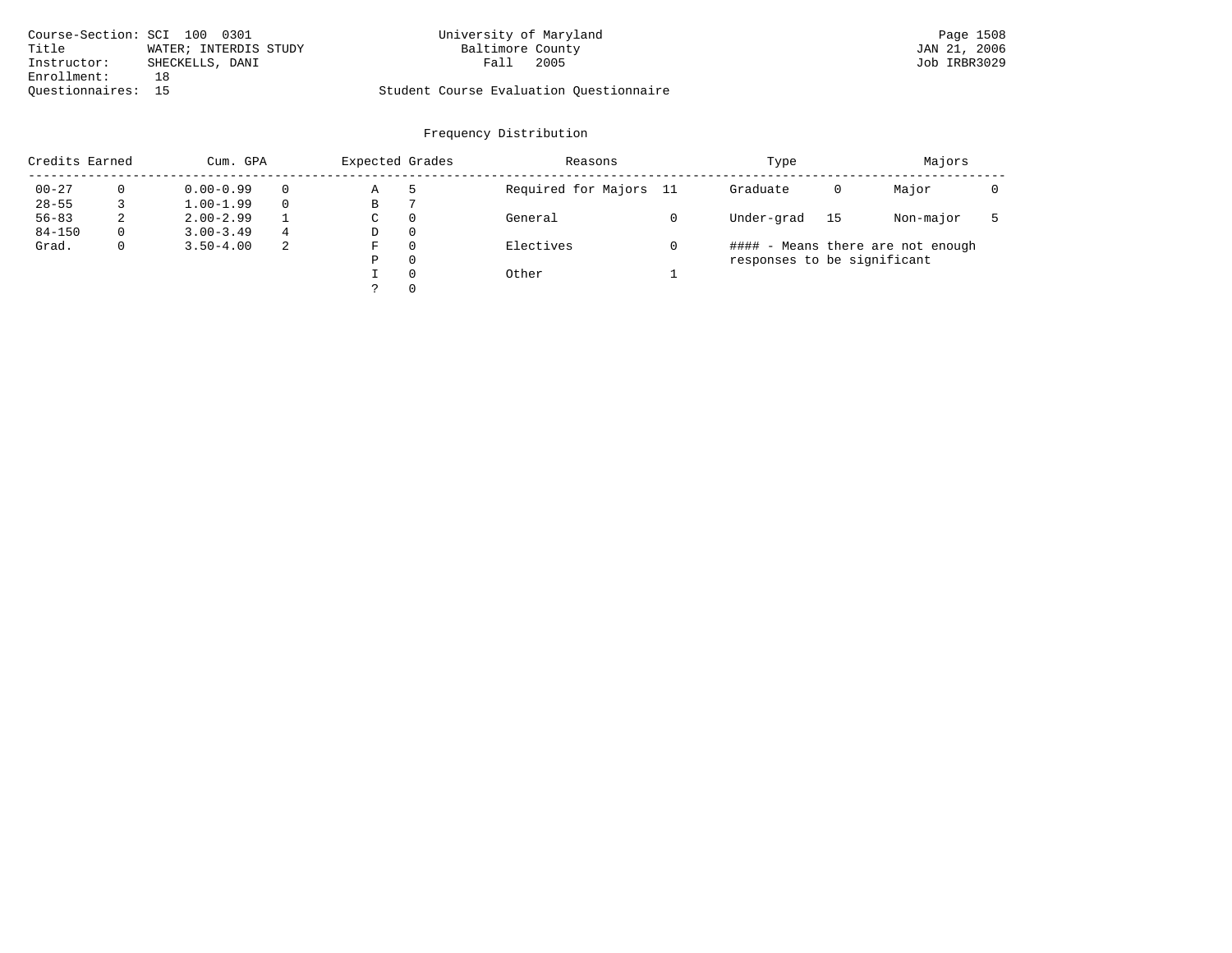Course-Section: SCI 100 0301
Title WATER; INTERDIS STUDY
Instructor: SHECKELLS, DANI
Enrollment: 18
Questionnaires: 15

University of Maryland
Baltimore County
Fall 2005

Student Course Evaluation Questionnaire

Page 1508
JAN 21, 2006
Job IRBR3029

## Frequency Distribution

| Credits Earned | | Cum. GPA | | Expected Grades | | Reasons | | Type | | Majors | |
|---|---|---|---|---|---|---|---|---|---|---|---|
| 00-27 | 0 | 0.00-0.99 | 0 | A | 5 | Required for Majors | 11 | Graduate | 0 | Major | 0 |
| 28-55 | 3 | 1.00-1.99 | 0 | B | 7 | | | | | | |
| 56-83 | 2 | 2.00-2.99 | 1 | C | 0 | General | 0 | Under-grad | 15 | Non-major | 5 |
| 84-150 | 0 | 3.00-3.49 | 4 | D | 0 | | | | | | |
| Grad. | 0 | 3.50-4.00 | 2 | F | 0 | Electives | 0 | | | | |
| | | | | P | 0 | | | | | | |
| | | | | I | 0 | Other | 1 | | | | |
| | | | | ? | 0 | | | | | | |

#### - Means there are not enough responses to be significant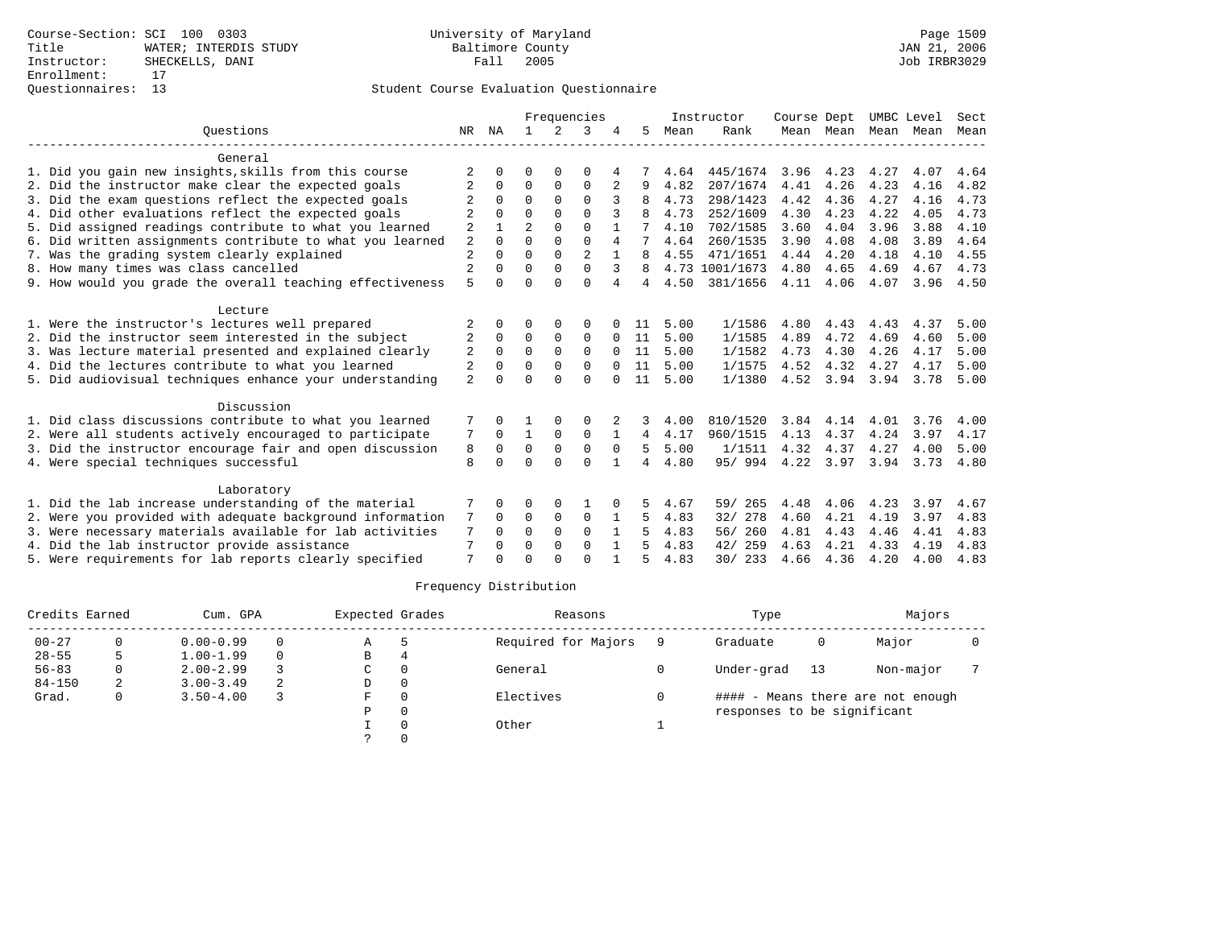Course-Section: SCI 100 0303
Title: WATER; INTERDIS STUDY
Instructor: SHECKELLS, DANI
Enrollment: 17
Questionnaires: 13

University of Maryland
Baltimore County
Fall 2005

JAN 21, 2006
Job IRBR3029

Student Course Evaluation Questionnaire

| Questions | NR | NA | 1 | 2 | 3 | 4 | 5 | Instructor Mean | Instructor Rank | Course Mean | Dept Mean | UMBC Mean | Level Mean | Sect Mean |
|---|---|---|---|---|---|---|---|---|---|---|---|---|---|---|
| **General** | | | | | | | | | | | | | | |
| 1. Did you gain new insights,skills from this course | 2 | 0 | 0 | 0 | 0 | 4 | 7 | 4.64 | 445/1674 | 3.96 | 4.23 | 4.27 | 4.07 | 4.64 |
| 2. Did the instructor make clear the expected goals | 2 | 0 | 0 | 0 | 0 | 2 | 9 | 4.82 | 207/1674 | 4.41 | 4.26 | 4.23 | 4.16 | 4.82 |
| 3. Did the exam questions reflect the expected goals | 2 | 0 | 0 | 0 | 0 | 3 | 8 | 4.73 | 298/1423 | 4.42 | 4.36 | 4.27 | 4.16 | 4.73 |
| 4. Did other evaluations reflect the expected goals | 2 | 0 | 0 | 0 | 0 | 3 | 8 | 4.73 | 252/1609 | 4.30 | 4.23 | 4.22 | 4.05 | 4.73 |
| 5. Did assigned readings contribute to what you learned | 2 | 1 | 2 | 0 | 0 | 1 | 7 | 4.10 | 702/1585 | 3.60 | 4.04 | 3.96 | 3.88 | 4.10 |
| 6. Did written assignments contribute to what you learned | 2 | 0 | 0 | 0 | 0 | 4 | 7 | 4.64 | 260/1535 | 3.90 | 4.08 | 4.08 | 3.89 | 4.64 |
| 7. Was the grading system clearly explained | 2 | 0 | 0 | 0 | 2 | 1 | 8 | 4.55 | 471/1651 | 4.44 | 4.20 | 4.18 | 4.10 | 4.55 |
| 8. How many times was class cancelled | 2 | 0 | 0 | 0 | 0 | 3 | 8 | 4.73 | 1001/1673 | 4.80 | 4.65 | 4.69 | 4.67 | 4.73 |
| 9. How would you grade the overall teaching effectiveness | 5 | 0 | 0 | 0 | 0 | 4 | 4 | 4.50 | 381/1656 | 4.11 | 4.06 | 4.07 | 3.96 | 4.50 |
| **Lecture** | | | | | | | | | | | | | | |
| 1. Were the instructor's lectures well prepared | 2 | 0 | 0 | 0 | 0 | 0 | 11 | 5.00 | 1/1586 | 4.80 | 4.43 | 4.43 | 4.37 | 5.00 |
| 2. Did the instructor seem interested in the subject | 2 | 0 | 0 | 0 | 0 | 0 | 11 | 5.00 | 1/1585 | 4.89 | 4.72 | 4.69 | 4.60 | 5.00 |
| 3. Was lecture material presented and explained clearly | 2 | 0 | 0 | 0 | 0 | 0 | 11 | 5.00 | 1/1582 | 4.73 | 4.30 | 4.26 | 4.17 | 5.00 |
| 4. Did the lectures contribute to what you learned | 2 | 0 | 0 | 0 | 0 | 0 | 11 | 5.00 | 1/1575 | 4.52 | 4.32 | 4.27 | 4.17 | 5.00 |
| 5. Did audiovisual techniques enhance your understanding | 2 | 0 | 0 | 0 | 0 | 0 | 11 | 5.00 | 1/1380 | 4.52 | 3.94 | 3.94 | 3.78 | 5.00 |
| **Discussion** | | | | | | | | | | | | | | |
| 1. Did class discussions contribute to what you learned | 7 | 0 | 1 | 0 | 0 | 2 | 3 | 4.00 | 810/1520 | 3.84 | 4.14 | 4.01 | 3.76 | 4.00 |
| 2. Were all students actively encouraged to participate | 7 | 0 | 1 | 0 | 0 | 1 | 4 | 4.17 | 960/1515 | 4.13 | 4.37 | 4.24 | 3.97 | 4.17 |
| 3. Did the instructor encourage fair and open discussion | 8 | 0 | 0 | 0 | 0 | 0 | 5 | 5.00 | 1/1511 | 4.32 | 4.37 | 4.27 | 4.00 | 5.00 |
| 4. Were special techniques successful | 8 | 0 | 0 | 0 | 0 | 1 | 4 | 4.80 | 95/ 994 | 4.22 | 3.97 | 3.94 | 3.73 | 4.80 |
| **Laboratory** | | | | | | | | | | | | | | |
| 1. Did the lab increase understanding of the material | 7 | 0 | 0 | 0 | 1 | 0 | 5 | 4.67 | 59/ 265 | 4.48 | 4.06 | 4.23 | 3.97 | 4.67 |
| 2. Were you provided with adequate background information | 7 | 0 | 0 | 0 | 0 | 1 | 5 | 4.83 | 32/ 278 | 4.60 | 4.21 | 4.19 | 3.97 | 4.83 |
| 3. Were necessary materials available for lab activities | 7 | 0 | 0 | 0 | 0 | 1 | 5 | 4.83 | 56/ 260 | 4.81 | 4.43 | 4.46 | 4.41 | 4.83 |
| 4. Did the lab instructor provide assistance | 7 | 0 | 0 | 0 | 0 | 1 | 5 | 4.83 | 42/ 259 | 4.63 | 4.21 | 4.33 | 4.19 | 4.83 |
| 5. Were requirements for lab reports clearly specified | 7 | 0 | 0 | 0 | 0 | 1 | 5 | 4.83 | 30/ 233 | 4.66 | 4.36 | 4.20 | 4.00 | 4.83 |

Frequency Distribution

| Credits Earned | | Cum. GPA | | Expected Grades | | Reasons | | Type | | Majors | |
|---|---|---|---|---|---|---|---|---|---|---|---|
| 00-27 | 0 | 0.00-0.99 | 0 | A | 5 | Required for Majors | 9 | Graduate | 0 | Major | 0 |
| 28-55 | 5 | 1.00-1.99 | 0 | B | 4 | | | | | | |
| 56-83 | 0 | 2.00-2.99 | 3 | C | 0 | General | 0 | Under-grad | 13 | Non-major | 7 |
| 84-150 | 2 | 3.00-3.49 | 2 | D | 0 | | | | | | |
| Grad. | 0 | 3.50-4.00 | 3 | F | 0 | Electives | 0 | #### - Means there are not enough responses to be significant | | | |
| | | | | P | 0 | | | | | | |
| | | | | I | 0 | Other | 1 | | | | |
| | | | | ? | 0 | | | | | | |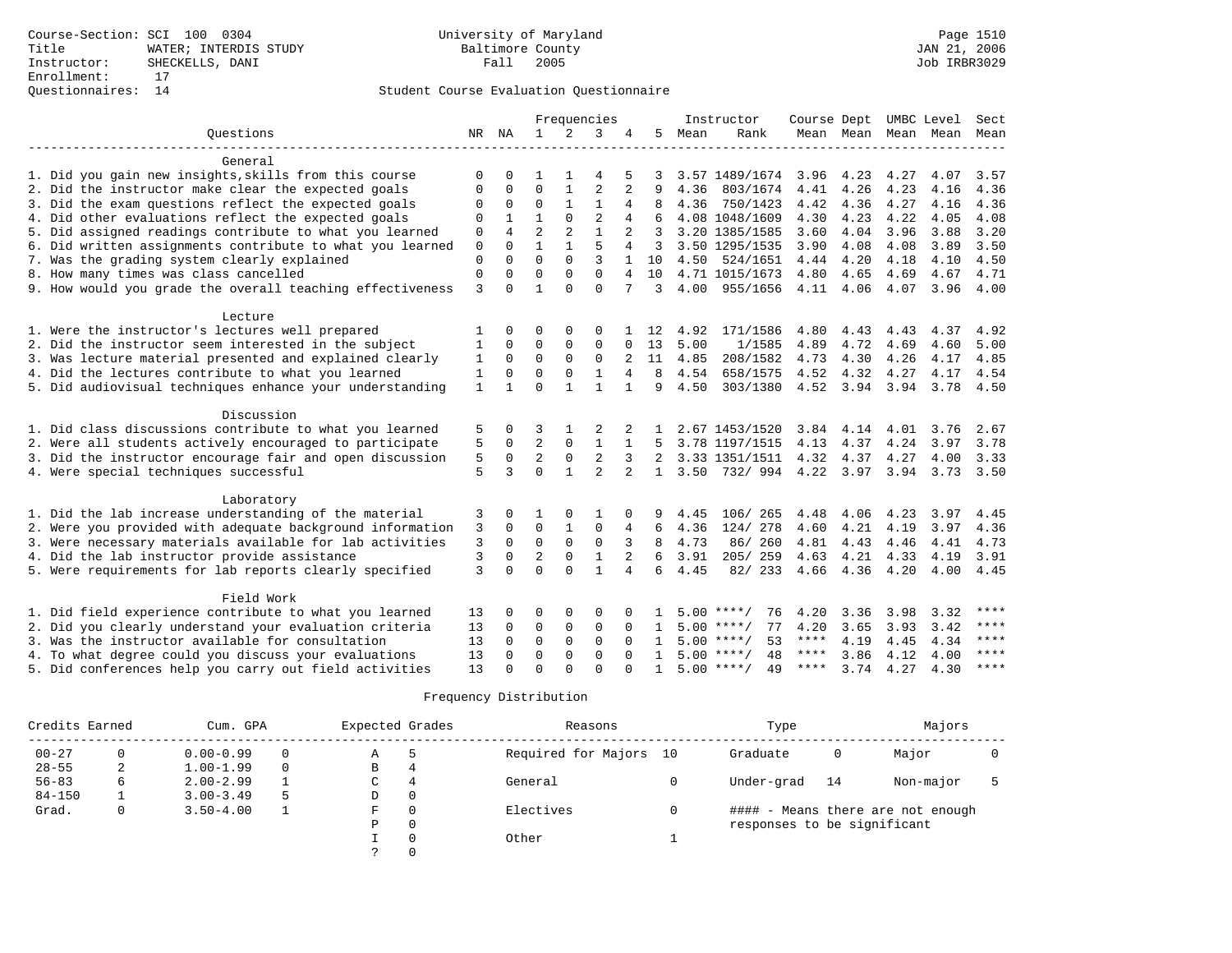Course-Section: SCI 100 0304
Title: WATER; INTERDIS STUDY
Instructor: SHECKELLS, DANI
Enrollment: 17
Questionnaires: 14

University of Maryland
Baltimore County
Fall 2005

JAN 21, 2006
Job IRBR3029

## Student Course Evaluation Questionnaire

| Questions | NR | NA | 1 | 2 | 3 | 4 | 5 | Instructor Mean | Instructor Rank | Course Mean | Dept Mean | UMBC Mean | Level Mean | Sect Mean |
|---|---|---|---|---|---|---|---|---|---|---|---|---|---|---|
| **General** | | | | | | | | | | | | | | |
| 1. Did you gain new insights,skills from this course | 0 | 0 | 1 | 1 | 4 | 5 | 3 | 3.57 | 1489/1674 | 3.96 | 4.23 | 4.27 | 4.07 | 3.57 |
| 2. Did the instructor make clear the expected goals | 0 | 0 | 0 | 1 | 2 | 2 | 9 | 4.36 | 803/1674 | 4.41 | 4.26 | 4.23 | 4.16 | 4.36 |
| 3. Did the exam questions reflect the expected goals | 0 | 0 | 0 | 1 | 1 | 4 | 8 | 4.36 | 750/1423 | 4.42 | 4.36 | 4.27 | 4.16 | 4.36 |
| 4. Did other evaluations reflect the expected goals | 0 | 1 | 1 | 0 | 2 | 4 | 6 | 4.08 | 1048/1609 | 4.30 | 4.23 | 4.22 | 4.05 | 4.08 |
| 5. Did assigned readings contribute to what you learned | 0 | 4 | 2 | 2 | 1 | 2 | 3 | 3.20 | 1385/1585 | 3.60 | 4.04 | 3.96 | 3.88 | 3.20 |
| 6. Did written assignments contribute to what you learned | 0 | 0 | 1 | 1 | 5 | 4 | 3 | 3.50 | 1295/1535 | 3.90 | 4.08 | 4.08 | 3.89 | 3.50 |
| 7. Was the grading system clearly explained | 0 | 0 | 0 | 0 | 3 | 1 | 10 | 4.50 | 524/1651 | 4.44 | 4.20 | 4.18 | 4.10 | 4.50 |
| 8. How many times was class cancelled | 0 | 0 | 0 | 0 | 0 | 4 | 10 | 4.71 | 1015/1673 | 4.80 | 4.65 | 4.69 | 4.67 | 4.71 |
| 9. How would you grade the overall teaching effectiveness | 3 | 0 | 1 | 0 | 0 | 7 | 3 | 4.00 | 955/1656 | 4.11 | 4.06 | 4.07 | 3.96 | 4.00 |
| **Lecture** | | | | | | | | | | | | | | |
| 1. Were the instructor's lectures well prepared | 1 | 0 | 0 | 0 | 0 | 1 | 12 | 4.92 | 171/1586 | 4.80 | 4.43 | 4.43 | 4.37 | 4.92 |
| 2. Did the instructor seem interested in the subject | 1 | 0 | 0 | 0 | 0 | 0 | 13 | 5.00 | 1/1585 | 4.89 | 4.72 | 4.69 | 4.60 | 5.00 |
| 3. Was lecture material presented and explained clearly | 1 | 0 | 0 | 0 | 0 | 2 | 11 | 4.85 | 208/1582 | 4.73 | 4.30 | 4.26 | 4.17 | 4.85 |
| 4. Did the lectures contribute to what you learned | 1 | 0 | 0 | 0 | 1 | 4 | 8 | 4.54 | 658/1575 | 4.52 | 4.32 | 4.27 | 4.17 | 4.54 |
| 5. Did audiovisual techniques enhance your understanding | 1 | 1 | 0 | 1 | 1 | 1 | 9 | 4.50 | 303/1380 | 4.52 | 3.94 | 3.94 | 3.78 | 4.50 |
| **Discussion** | | | | | | | | | | | | | | |
| 1. Did class discussions contribute to what you learned | 5 | 0 | 3 | 1 | 2 | 2 | 1 | 2.67 | 1453/1520 | 3.84 | 4.14 | 4.01 | 3.76 | 2.67 |
| 2. Were all students actively encouraged to participate | 5 | 0 | 2 | 0 | 1 | 1 | 5 | 3.78 | 1197/1515 | 4.13 | 4.37 | 4.24 | 3.97 | 3.78 |
| 3. Did the instructor encourage fair and open discussion | 5 | 0 | 2 | 0 | 2 | 3 | 2 | 3.33 | 1351/1511 | 4.32 | 4.37 | 4.27 | 4.00 | 3.33 |
| 4. Were special techniques successful | 5 | 3 | 0 | 1 | 2 | 2 | 1 | 3.50 | 732/ 994 | 4.22 | 3.97 | 3.94 | 3.73 | 3.50 |
| **Laboratory** | | | | | | | | | | | | | | |
| 1. Did the lab increase understanding of the material | 3 | 0 | 1 | 0 | 1 | 0 | 9 | 4.45 | 106/ 265 | 4.48 | 4.06 | 4.23 | 3.97 | 4.45 |
| 2. Were you provided with adequate background information | 3 | 0 | 0 | 1 | 0 | 4 | 6 | 4.36 | 124/ 278 | 4.60 | 4.21 | 4.19 | 3.97 | 4.36 |
| 3. Were necessary materials available for lab activities | 3 | 0 | 0 | 0 | 0 | 3 | 8 | 4.73 | 86/ 260 | 4.81 | 4.43 | 4.46 | 4.41 | 4.73 |
| 4. Did the lab instructor provide assistance | 3 | 0 | 2 | 0 | 1 | 2 | 6 | 3.91 | 205/ 259 | 4.63 | 4.21 | 4.33 | 4.19 | 3.91 |
| 5. Were requirements for lab reports clearly specified | 3 | 0 | 0 | 0 | 1 | 4 | 6 | 4.45 | 82/ 233 | 4.66 | 4.36 | 4.20 | 4.00 | 4.45 |
| **Field Work** | | | | | | | | | | | | | | |
| 1. Did field experience contribute to what you learned | 13 | 0 | 0 | 0 | 0 | 0 | 1 | 5.00 | ****/ 76 | 4.20 | 3.36 | 3.98 | 3.32 | **** |
| 2. Did you clearly understand your evaluation criteria | 13 | 0 | 0 | 0 | 0 | 0 | 1 | 5.00 | ****/ 77 | 4.20 | 3.65 | 3.93 | 3.42 | **** |
| 3. Was the instructor available for consultation | 13 | 0 | 0 | 0 | 0 | 0 | 1 | 5.00 | ****/ 53 | **** | 4.19 | 4.45 | 4.34 | **** |
| 4. To what degree could you discuss your evaluations | 13 | 0 | 0 | 0 | 0 | 0 | 1 | 5.00 | ****/ 48 | **** | 3.86 | 4.12 | 4.00 | **** |
| 5. Did conferences help you carry out field activities | 13 | 0 | 0 | 0 | 0 | 0 | 1 | 5.00 | ****/ 49 | **** | 3.74 | 4.27 | 4.30 | **** |

## Frequency Distribution

| Credits Earned | | Cum. GPA | | Expected Grades | | Reasons | | Type | | Majors | |
|---|---|---|---|---|---|---|---|---|---|---|---|
| 00-27 | 0 | 0.00-0.99 | 0 | A | 5 | Required for Majors | 10 | Graduate | 0 | Major | 0 |
| 28-55 | 2 | 1.00-1.99 | 0 | B | 4 | | | | | | |
| 56-83 | 6 | 2.00-2.99 | 1 | C | 4 | General | 0 | Under-grad | 14 | Non-major | 5 |
| 84-150 | 1 | 3.00-3.49 | 5 | D | 0 | | | | | | |
| Grad. | 0 | 3.50-4.00 | 1 | F | 0 | Electives | 0 | | | | |
| | | | | P | 0 | | | | | | |
| | | | | I | 0 | Other | 1 | | | | |
| | | | | ? | 0 | | | | | | |

#### - Means there are not enough responses to be significant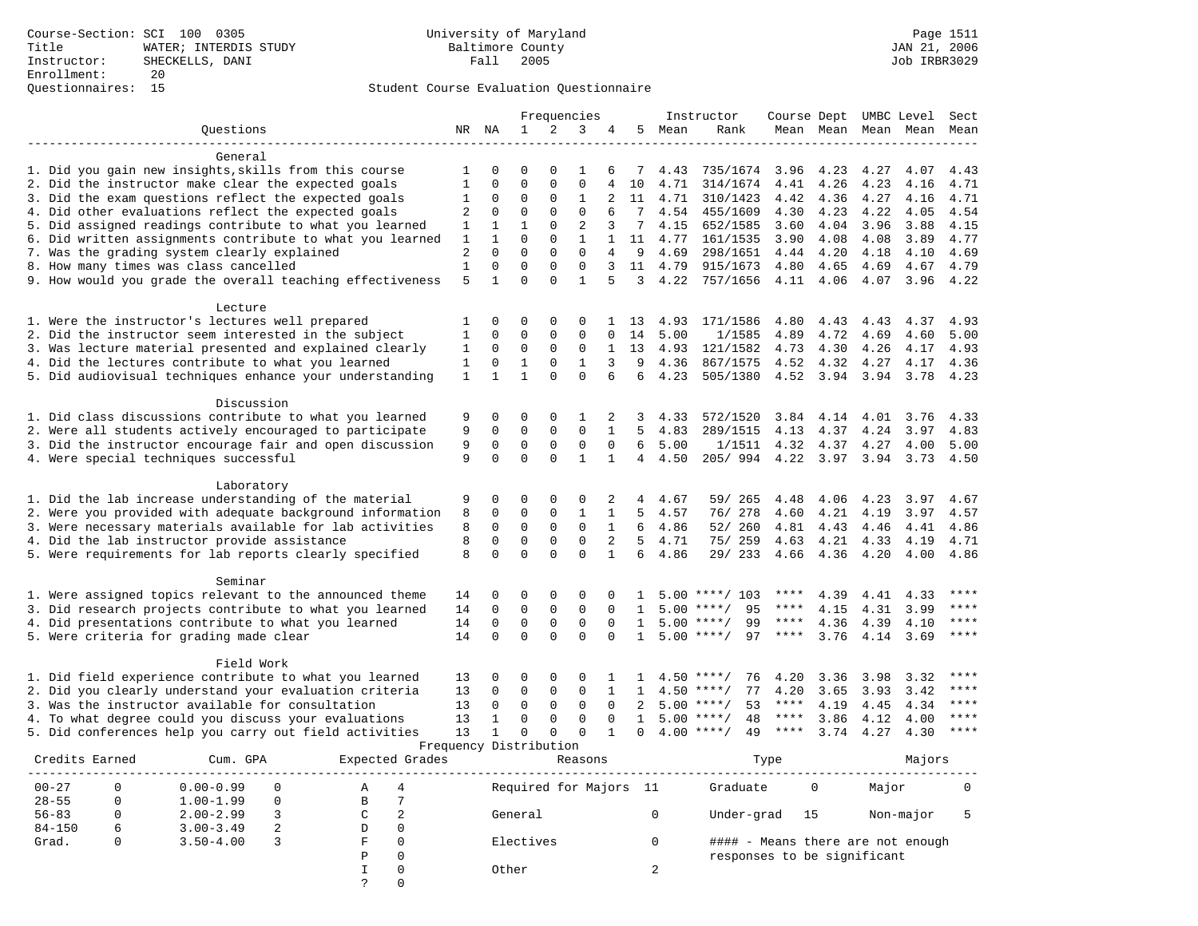Course-Section: SCI 100 0305
Title: WATER; INTERDIS STUDY
Instructor: SHECKELLS, DANI
Enrollment: 20
Questionnaires: 15

University of Maryland
Baltimore County
Fall 2005

JAN 21, 2006
Job IRBR3029

## Student Course Evaluation Questionnaire

| Questions | NR | NA | 1 | 2 | 3 | 4 | 5 | Instructor Mean | Rank | Course Mean | Dept Mean | UMBC Mean | Level Mean | Sect Mean |
|---|---|---|---|---|---|---|---|---|---|---|---|---|---|---|
| **General** | | | | | | | | | | | | | | |
| 1. Did you gain new insights,skills from this course | 1 | 0 | 0 | 0 | 1 | 6 | 7 | 4.43 | 735/1674 | 3.96 | 4.23 | 4.27 | 4.07 | 4.43 |
| 2. Did the instructor make clear the expected goals | 1 | 0 | 0 | 0 | 0 | 4 | 10 | 4.71 | 314/1674 | 4.41 | 4.26 | 4.23 | 4.16 | 4.71 |
| 3. Did the exam questions reflect the expected goals | 1 | 0 | 0 | 0 | 1 | 2 | 11 | 4.71 | 310/1423 | 4.42 | 4.36 | 4.27 | 4.16 | 4.71 |
| 4. Did other evaluations reflect the expected goals | 2 | 0 | 0 | 0 | 0 | 6 | 7 | 4.54 | 455/1609 | 4.30 | 4.23 | 4.22 | 4.05 | 4.54 |
| 5. Did assigned readings contribute to what you learned | 1 | 1 | 1 | 0 | 2 | 3 | 7 | 4.15 | 652/1585 | 3.60 | 4.04 | 3.96 | 3.88 | 4.15 |
| 6. Did written assignments contribute to what you learned | 1 | 1 | 0 | 0 | 1 | 1 | 11 | 4.77 | 161/1535 | 3.90 | 4.08 | 4.08 | 3.89 | 4.77 |
| 7. Was the grading system clearly explained | 2 | 0 | 0 | 0 | 0 | 4 | 9 | 4.69 | 298/1651 | 4.44 | 4.20 | 4.18 | 4.10 | 4.69 |
| 8. How many times was class cancelled | 1 | 0 | 0 | 0 | 0 | 3 | 11 | 4.79 | 915/1673 | 4.80 | 4.65 | 4.69 | 4.67 | 4.79 |
| 9. How would you grade the overall teaching effectiveness | 5 | 1 | 0 | 0 | 1 | 5 | 3 | 4.22 | 757/1656 | 4.11 | 4.06 | 4.07 | 3.96 | 4.22 |
| **Lecture** | | | | | | | | | | | | | | |
| 1. Were the instructor's lectures well prepared | 1 | 0 | 0 | 0 | 0 | 1 | 13 | 4.93 | 171/1586 | 4.80 | 4.43 | 4.43 | 4.37 | 4.93 |
| 2. Did the instructor seem interested in the subject | 1 | 0 | 0 | 0 | 0 | 0 | 14 | 5.00 | 1/1585 | 4.89 | 4.72 | 4.69 | 4.60 | 5.00 |
| 3. Was lecture material presented and explained clearly | 1 | 0 | 0 | 0 | 0 | 1 | 13 | 4.93 | 121/1582 | 4.73 | 4.30 | 4.26 | 4.17 | 4.93 |
| 4. Did the lectures contribute to what you learned | 1 | 0 | 1 | 0 | 1 | 3 | 9 | 4.36 | 867/1575 | 4.52 | 4.32 | 4.27 | 4.17 | 4.36 |
| 5. Did audiovisual techniques enhance your understanding | 1 | 1 | 1 | 0 | 0 | 6 | 6 | 4.23 | 505/1380 | 4.52 | 3.94 | 3.94 | 3.78 | 4.23 |
| **Discussion** | | | | | | | | | | | | | | |
| 1. Did class discussions contribute to what you learned | 9 | 0 | 0 | 0 | 1 | 2 | 3 | 4.33 | 572/1520 | 3.84 | 4.14 | 4.01 | 3.76 | 4.33 |
| 2. Were all students actively encouraged to participate | 9 | 0 | 0 | 0 | 0 | 1 | 5 | 4.83 | 289/1515 | 4.13 | 4.37 | 4.24 | 3.97 | 4.83 |
| 3. Did the instructor encourage fair and open discussion | 9 | 0 | 0 | 0 | 0 | 0 | 6 | 5.00 | 1/1511 | 4.32 | 4.37 | 4.27 | 4.00 | 5.00 |
| 4. Were special techniques successful | 9 | 0 | 0 | 0 | 1 | 1 | 4 | 4.50 | 205/ 994 | 4.22 | 3.97 | 3.94 | 3.73 | 4.50 |
| **Laboratory** | | | | | | | | | | | | | | |
| 1. Did the lab increase understanding of the material | 9 | 0 | 0 | 0 | 0 | 2 | 4 | 4.67 | 59/ 265 | 4.48 | 4.06 | 4.23 | 3.97 | 4.67 |
| 2. Were you provided with adequate background information | 8 | 0 | 0 | 0 | 1 | 1 | 5 | 4.57 | 76/ 278 | 4.60 | 4.21 | 4.19 | 3.97 | 4.57 |
| 3. Were necessary materials available for lab activities | 8 | 0 | 0 | 0 | 0 | 1 | 6 | 4.86 | 52/ 260 | 4.81 | 4.43 | 4.46 | 4.41 | 4.86 |
| 4. Did the lab instructor provide assistance | 8 | 0 | 0 | 0 | 0 | 2 | 5 | 4.71 | 75/ 259 | 4.63 | 4.21 | 4.33 | 4.19 | 4.71 |
| 5. Were requirements for lab reports clearly specified | 8 | 0 | 0 | 0 | 0 | 1 | 6 | 4.86 | 29/ 233 | 4.66 | 4.36 | 4.20 | 4.00 | 4.86 |
| **Seminar** | | | | | | | | | | | | | | |
| 1. Were assigned topics relevant to the announced theme | 14 | 0 | 0 | 0 | 0 | 0 | 1 | 5.00 | ****/ 103 | **** | 4.39 | 4.41 | 4.33 | **** |
| 3. Did research projects contribute to what you learned | 14 | 0 | 0 | 0 | 0 | 0 | 1 | 5.00 | ****/ 95 | **** | 4.15 | 4.31 | 3.99 | **** |
| 4. Did presentations contribute to what you learned | 14 | 0 | 0 | 0 | 0 | 0 | 1 | 5.00 | ****/ 99 | **** | 4.36 | 4.39 | 4.10 | **** |
| 5. Were criteria for grading made clear | 14 | 0 | 0 | 0 | 0 | 0 | 1 | 5.00 | ****/ 97 | **** | 3.76 | 4.14 | 3.69 | **** |
| **Field Work** | | | | | | | | | | | | | | |
| 1. Did field experience contribute to what you learned | 13 | 0 | 0 | 0 | 0 | 1 | 1 | 4.50 | ****/ 76 | 4.20 | 3.36 | 3.98 | 3.32 | **** |
| 2. Did you clearly understand your evaluation criteria | 13 | 0 | 0 | 0 | 0 | 1 | 1 | 4.50 | ****/ 77 | 4.20 | 3.65 | 3.93 | 3.42 | **** |
| 3. Was the instructor available for consultation | 13 | 0 | 0 | 0 | 0 | 0 | 2 | 5.00 | ****/ 53 | **** | 4.19 | 4.45 | 4.34 | **** |
| 4. To what degree could you discuss your evaluations | 13 | 1 | 0 | 0 | 0 | 0 | 1 | 5.00 | ****/ 48 | **** | 3.86 | 4.12 | 4.00 | **** |
| 5. Did conferences help you carry out field activities | 13 | 1 | 0 | 0 | 0 | 1 | 0 | 4.00 | ****/ 49 | **** | 3.74 | 4.27 | 4.30 | **** |

### Frequency Distribution

| Credits Earned | | Cum. GPA | | Expected Grades | | Reasons | | Type | | Majors | |
|---|---|---|---|---|---|---|---|---|---|---|---|
| 00-27 | 0 | 0.00-0.99 | 0 | A | 4 | Required for Majors | 11 | Graduate | 0 | Major | 0 |
| 28-55 | 0 | 1.00-1.99 | 0 | B | 7 | | | | | | |
| 56-83 | 0 | 2.00-2.99 | 3 | C | 2 | General | 0 | Under-grad | 15 | Non-major | 5 |
| 84-150 | 6 | 3.00-3.49 | 2 | D | 0 | | | | | | |
| Grad. | 0 | 3.50-4.00 | 3 | F | 0 | Electives | 0 | | | | |
| | | | | P | 0 | | | | | | |
| | | | | I | 0 | Other | 2 | | | | |
| | | | | ? | 0 | | | | | | |

#### - Means there are not enough responses to be significant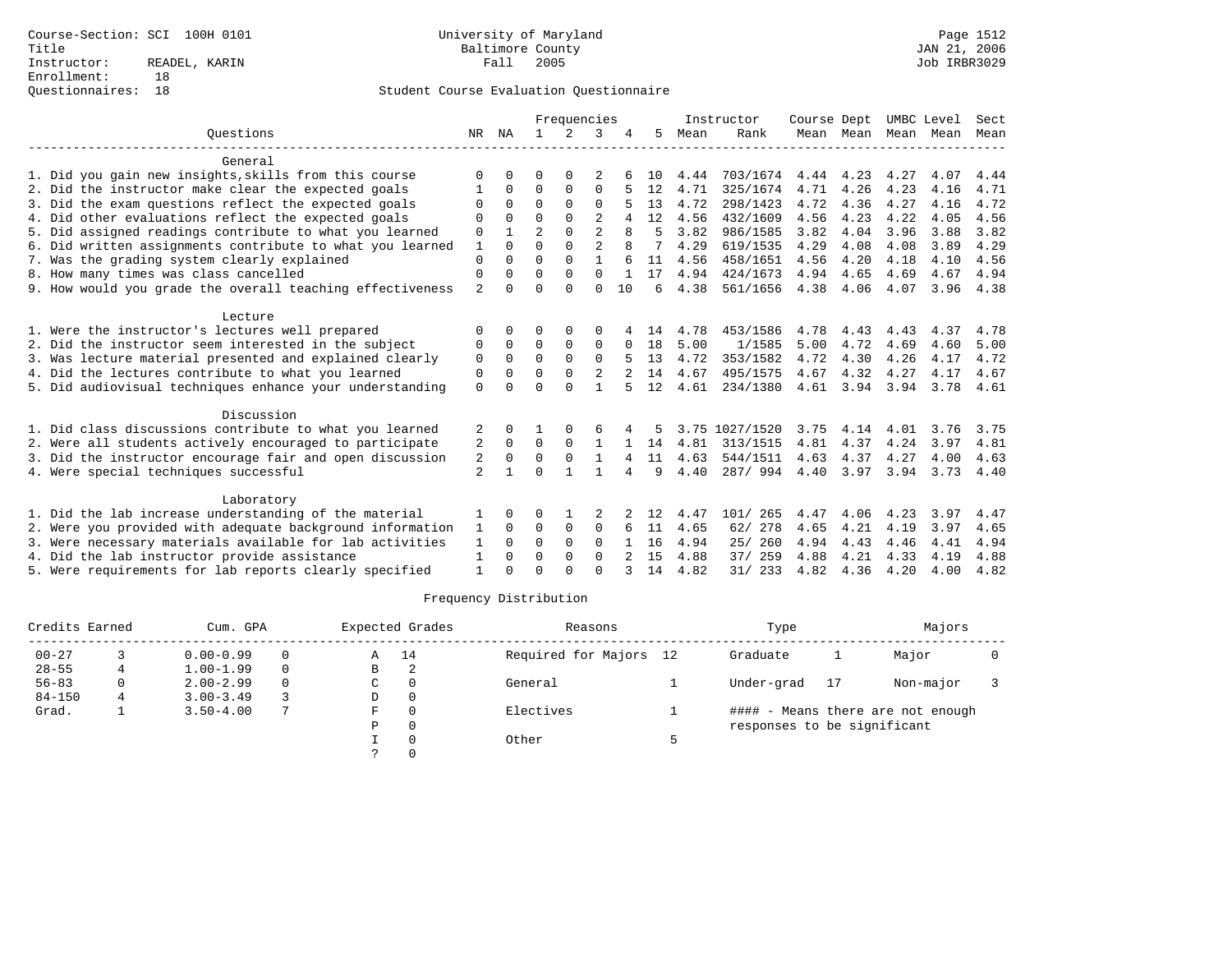Course-Section: SCI 100H 0101
Title
Instructor: READEL, KARIN
Enrollment: 18
Questionnaires: 18

University of Maryland
Baltimore County
Fall 2005

Student Course Evaluation Questionnaire

Page 1512
JAN 21, 2006
Job IRBR3029

| Questions | NR | NA | 1 | 2 | 3 | 4 | 5 | Instructor Mean | Instructor Rank | Course Mean | Dept Mean | UMBC Level Mean | Level Mean | Sect Mean |
|---|---|---|---|---|---|---|---|---|---|---|---|---|---|---|
| **General** | | | | | | | | | | | | | | |
| 1. Did you gain new insights,skills from this course | 0 | 0 | 0 | 0 | 2 | 6 | 10 | 4.44 | 703/1674 | 4.44 | 4.23 | 4.27 | 4.07 | 4.44 |
| 2. Did the instructor make clear the expected goals | 1 | 0 | 0 | 0 | 0 | 5 | 12 | 4.71 | 325/1674 | 4.71 | 4.26 | 4.23 | 4.16 | 4.71 |
| 3. Did the exam questions reflect the expected goals | 0 | 0 | 0 | 0 | 0 | 5 | 13 | 4.72 | 298/1423 | 4.72 | 4.36 | 4.27 | 4.16 | 4.72 |
| 4. Did other evaluations reflect the expected goals | 0 | 0 | 0 | 0 | 2 | 4 | 12 | 4.56 | 432/1609 | 4.56 | 4.23 | 4.22 | 4.05 | 4.56 |
| 5. Did assigned readings contribute to what you learned | 0 | 1 | 2 | 0 | 2 | 8 | 5 | 3.82 | 986/1585 | 3.82 | 4.04 | 3.96 | 3.88 | 3.82 |
| 6. Did written assignments contribute to what you learned | 1 | 0 | 0 | 0 | 2 | 8 | 7 | 4.29 | 619/1535 | 4.29 | 4.08 | 4.08 | 3.89 | 4.29 |
| 7. Was the grading system clearly explained | 0 | 0 | 0 | 0 | 1 | 6 | 11 | 4.56 | 458/1651 | 4.56 | 4.20 | 4.18 | 4.10 | 4.56 |
| 8. How many times was class cancelled | 0 | 0 | 0 | 0 | 0 | 1 | 17 | 4.94 | 424/1673 | 4.94 | 4.65 | 4.69 | 4.67 | 4.94 |
| 9. How would you grade the overall teaching effectiveness | 2 | 0 | 0 | 0 | 0 | 10 | 6 | 4.38 | 561/1656 | 4.38 | 4.06 | 4.07 | 3.96 | 4.38 |
| **Lecture** | | | | | | | | | | | | | | |
| 1. Were the instructor's lectures well prepared | 0 | 0 | 0 | 0 | 0 | 4 | 14 | 4.78 | 453/1586 | 4.78 | 4.43 | 4.43 | 4.37 | 4.78 |
| 2. Did the instructor seem interested in the subject | 0 | 0 | 0 | 0 | 0 | 0 | 18 | 5.00 | 1/1585 | 5.00 | 4.72 | 4.69 | 4.60 | 5.00 |
| 3. Was lecture material presented and explained clearly | 0 | 0 | 0 | 0 | 0 | 5 | 13 | 4.72 | 353/1582 | 4.72 | 4.30 | 4.26 | 4.17 | 4.72 |
| 4. Did the lectures contribute to what you learned | 0 | 0 | 0 | 0 | 2 | 2 | 14 | 4.67 | 495/1575 | 4.67 | 4.32 | 4.27 | 4.17 | 4.67 |
| 5. Did audiovisual techniques enhance your understanding | 0 | 0 | 0 | 0 | 1 | 5 | 12 | 4.61 | 234/1380 | 4.61 | 3.94 | 3.94 | 3.78 | 4.61 |
| **Discussion** | | | | | | | | | | | | | | |
| 1. Did class discussions contribute to what you learned | 2 | 0 | 1 | 0 | 6 | 4 | 5 | 3.75 | 1027/1520 | 3.75 | 4.14 | 4.01 | 3.76 | 3.75 |
| 2. Were all students actively encouraged to participate | 2 | 0 | 0 | 0 | 1 | 1 | 14 | 4.81 | 313/1515 | 4.81 | 4.37 | 4.24 | 3.97 | 4.81 |
| 3. Did the instructor encourage fair and open discussion | 2 | 0 | 0 | 0 | 1 | 4 | 11 | 4.63 | 544/1511 | 4.63 | 4.37 | 4.27 | 4.00 | 4.63 |
| 4. Were special techniques successful | 2 | 1 | 0 | 1 | 1 | 4 | 9 | 4.40 | 287/ 994 | 4.40 | 3.97 | 3.94 | 3.73 | 4.40 |
| **Laboratory** | | | | | | | | | | | | | | |
| 1. Did the lab increase understanding of the material | 1 | 0 | 0 | 1 | 2 | 2 | 12 | 4.47 | 101/ 265 | 4.47 | 4.06 | 4.23 | 3.97 | 4.47 |
| 2. Were you provided with adequate background information | 1 | 0 | 0 | 0 | 0 | 6 | 11 | 4.65 | 62/ 278 | 4.65 | 4.21 | 4.19 | 3.97 | 4.65 |
| 3. Were necessary materials available for lab activities | 1 | 0 | 0 | 0 | 0 | 1 | 16 | 4.94 | 25/ 260 | 4.94 | 4.43 | 4.46 | 4.41 | 4.94 |
| 4. Did the lab instructor provide assistance | 1 | 0 | 0 | 0 | 0 | 2 | 15 | 4.88 | 37/ 259 | 4.88 | 4.21 | 4.33 | 4.19 | 4.88 |
| 5. Were requirements for lab reports clearly specified | 1 | 0 | 0 | 0 | 0 | 3 | 14 | 4.82 | 31/ 233 | 4.82 | 4.36 | 4.20 | 4.00 | 4.82 |

## Frequency Distribution

| Credits Earned | | Cum. GPA | | Expected Grades | | Reasons | | Type | | Majors | |
|---|---|---|---|---|---|---|---|---|---|---|---|
| 00-27 | 3 | 0.00-0.99 | 0 | A | 14 | Required for Majors | 12 | Graduate | 1 | Major | 0 |
| 28-55 | 4 | 1.00-1.99 | 0 | B | 2 | | | | | | |
| 56-83 | 0 | 2.00-2.99 | 0 | C | 0 | General | 1 | Under-grad | 17 | Non-major | 3 |
| 84-150 | 4 | 3.00-3.49 | 3 | D | 0 | | | | | | |
| Grad. | 1 | 3.50-4.00 | 7 | F | 0 | Electives | 1 | | | | |
| | | | | P | 0 | | | | | | |
| | | | | I | 0 | Other | 5 | | | | |
| | | | | ? | 0 | | | | | | |

#### - Means there are not enough responses to be significant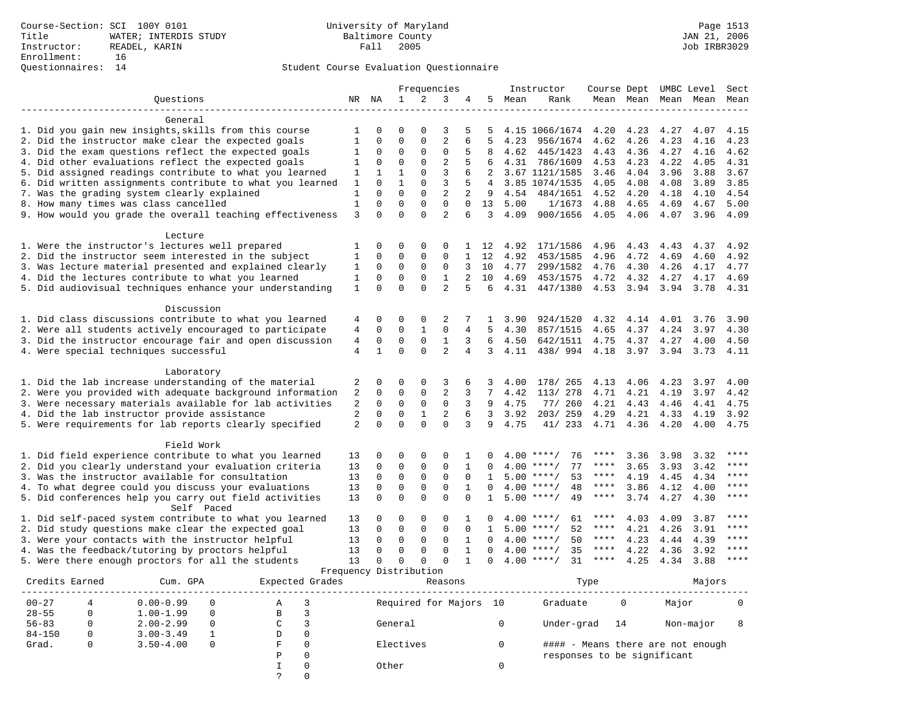Course-Section: SCI 100Y 0101
Title: WATER; INTERDIS STUDY
Instructor: READEL, KARIN
Enrollment: 16
Questionnaires: 14

University of Maryland
Baltimore County
Fall 2005

Page 1513
JAN 21, 2006
Job IRBR3029

## Student Course Evaluation Questionnaire

| Questions | NR | NA | 1 | 2 | 3 | 4 | 5 | Instructor Mean | Instructor Rank | Course Mean | Dept Mean | UMBC Mean | Level Mean | Sect Mean |
|---|---|---|---|---|---|---|---|---|---|---|---|---|---|---|
| **General** | | | | | | | | | | | | | | |
| 1. Did you gain new insights,skills from this course | 1 | 0 | 0 | 0 | 3 | 5 | 5 | 4.15 | 1066/1674 | 4.20 | 4.23 | 4.27 | 4.07 | 4.15 |
| 2. Did the instructor make clear the expected goals | 1 | 0 | 0 | 0 | 2 | 6 | 5 | 4.23 | 956/1674 | 4.62 | 4.26 | 4.23 | 4.16 | 4.23 |
| 3. Did the exam questions reflect the expected goals | 1 | 0 | 0 | 0 | 0 | 5 | 8 | 4.62 | 445/1423 | 4.43 | 4.36 | 4.27 | 4.16 | 4.62 |
| 4. Did other evaluations reflect the expected goals | 1 | 0 | 0 | 0 | 2 | 5 | 6 | 4.31 | 786/1609 | 4.53 | 4.23 | 4.22 | 4.05 | 4.31 |
| 5. Did assigned readings contribute to what you learned | 1 | 1 | 1 | 0 | 3 | 6 | 2 | 3.67 | 1121/1585 | 3.46 | 4.04 | 3.96 | 3.88 | 3.67 |
| 6. Did written assignments contribute to what you learned | 1 | 0 | 1 | 0 | 3 | 5 | 4 | 3.85 | 1074/1535 | 4.05 | 4.08 | 4.08 | 3.89 | 3.85 |
| 7. Was the grading system clearly explained | 1 | 0 | 0 | 0 | 2 | 2 | 9 | 4.54 | 484/1651 | 4.52 | 4.20 | 4.18 | 4.10 | 4.54 |
| 8. How many times was class cancelled | 1 | 0 | 0 | 0 | 0 | 0 | 13 | 5.00 | 1/1673 | 4.88 | 4.65 | 4.69 | 4.67 | 5.00 |
| 9. How would you grade the overall teaching effectiveness | 3 | 0 | 0 | 0 | 2 | 6 | 3 | 4.09 | 900/1656 | 4.05 | 4.06 | 4.07 | 3.96 | 4.09 |
| **Lecture** | | | | | | | | | | | | | | |
| 1. Were the instructor's lectures well prepared | 1 | 0 | 0 | 0 | 0 | 1 | 12 | 4.92 | 171/1586 | 4.96 | 4.43 | 4.43 | 4.37 | 4.92 |
| 2. Did the instructor seem interested in the subject | 1 | 0 | 0 | 0 | 0 | 1 | 12 | 4.92 | 453/1585 | 4.96 | 4.72 | 4.69 | 4.60 | 4.92 |
| 3. Was lecture material presented and explained clearly | 1 | 0 | 0 | 0 | 0 | 3 | 10 | 4.77 | 299/1582 | 4.76 | 4.30 | 4.26 | 4.17 | 4.77 |
| 4. Did the lectures contribute to what you learned | 1 | 0 | 0 | 0 | 1 | 2 | 10 | 4.69 | 453/1575 | 4.72 | 4.32 | 4.27 | 4.17 | 4.69 |
| 5. Did audiovisual techniques enhance your understanding | 1 | 0 | 0 | 0 | 2 | 5 | 6 | 4.31 | 447/1380 | 4.53 | 3.94 | 3.94 | 3.78 | 4.31 |
| **Discussion** | | | | | | | | | | | | | | |
| 1. Did class discussions contribute to what you learned | 4 | 0 | 0 | 0 | 2 | 7 | 1 | 3.90 | 924/1520 | 4.32 | 4.14 | 4.01 | 3.76 | 3.90 |
| 2. Were all students actively encouraged to participate | 4 | 0 | 0 | 1 | 0 | 4 | 5 | 4.30 | 857/1515 | 4.65 | 4.37 | 4.24 | 3.97 | 4.30 |
| 3. Did the instructor encourage fair and open discussion | 4 | 0 | 0 | 0 | 1 | 3 | 6 | 4.50 | 642/1511 | 4.75 | 4.37 | 4.27 | 4.00 | 4.50 |
| 4. Were special techniques successful | 4 | 1 | 0 | 0 | 2 | 4 | 3 | 4.11 | 438/ 994 | 4.18 | 3.97 | 3.94 | 3.73 | 4.11 |
| **Laboratory** | | | | | | | | | | | | | | |
| 1. Did the lab increase understanding of the material | 2 | 0 | 0 | 0 | 3 | 6 | 3 | 4.00 | 178/ 265 | 4.13 | 4.06 | 4.23 | 3.97 | 4.00 |
| 2. Were you provided with adequate background information | 2 | 0 | 0 | 0 | 2 | 3 | 7 | 4.42 | 113/ 278 | 4.71 | 4.21 | 4.19 | 3.97 | 4.42 |
| 3. Were necessary materials available for lab activities | 2 | 0 | 0 | 0 | 0 | 3 | 9 | 4.75 | 77/ 260 | 4.21 | 4.43 | 4.46 | 4.41 | 4.75 |
| 4. Did the lab instructor provide assistance | 2 | 0 | 0 | 1 | 2 | 6 | 3 | 3.92 | 203/ 259 | 4.29 | 4.21 | 4.33 | 4.19 | 3.92 |
| 5. Were requirements for lab reports clearly specified | 2 | 0 | 0 | 0 | 0 | 3 | 9 | 4.75 | 41/ 233 | 4.71 | 4.36 | 4.20 | 4.00 | 4.75 |
| **Field Work** | | | | | | | | | | | | | | |
| 1. Did field experience contribute to what you learned | 13 | 0 | 0 | 0 | 0 | 1 | 0 | 4.00 | ****/ 76 | **** | 3.36 | 3.98 | 3.32 | **** |
| 2. Did you clearly understand your evaluation criteria | 13 | 0 | 0 | 0 | 0 | 1 | 0 | 4.00 | ****/ 77 | **** | 3.65 | 3.93 | 3.42 | **** |
| 3. Was the instructor available for consultation | 13 | 0 | 0 | 0 | 0 | 0 | 1 | 5.00 | ****/ 53 | **** | 4.19 | 4.45 | 4.34 | **** |
| 4. To what degree could you discuss your evaluations | 13 | 0 | 0 | 0 | 0 | 1 | 0 | 4.00 | ****/ 48 | **** | 3.86 | 4.12 | 4.00 | **** |
| 5. Did conferences help you carry out field activities | 13 | 0 | 0 | 0 | 0 | 0 | 1 | 5.00 | ****/ 49 | **** | 3.74 | 4.27 | 4.30 | **** |
| **Self Paced** | | | | | | | | | | | | | | |
| 1. Did self-paced system contribute to what you learned | 13 | 0 | 0 | 0 | 0 | 1 | 0 | 4.00 | ****/ 61 | **** | 4.03 | 4.09 | 3.87 | **** |
| 2. Did study questions make clear the expected goal | 13 | 0 | 0 | 0 | 0 | 0 | 1 | 5.00 | ****/ 52 | **** | 4.21 | 4.26 | 3.91 | **** |
| 3. Were your contacts with the instructor helpful | 13 | 0 | 0 | 0 | 0 | 1 | 0 | 4.00 | ****/ 50 | **** | 4.23 | 4.44 | 4.39 | **** |
| 4. Was the feedback/tutoring by proctors helpful | 13 | 0 | 0 | 0 | 0 | 1 | 0 | 4.00 | ****/ 35 | **** | 4.22 | 4.36 | 3.92 | **** |
| 5. Were there enough proctors for all the students | 13 | 0 | 0 | 0 | 0 | 1 | 0 | 4.00 | ****/ 31 | **** | 4.25 | 4.34 | 3.88 | **** |

## Frequency Distribution

| Credits Earned | | Cum. GPA | | Expected Grades | | Reasons | | Type | | Majors | |
|---|---|---|---|---|---|---|---|---|---|---|---|
| 00-27 | 4 | 0.00-0.99 | 0 | A | 3 | Required for Majors | 10 | Graduate | 0 | Major | 0 |
| 28-55 | 0 | 1.00-1.99 | 0 | B | 3 | | | | | | |
| 56-83 | 0 | 2.00-2.99 | 0 | C | 3 | General | 0 | Under-grad | 14 | Non-major | 8 |
| 84-150 | 0 | 3.00-3.49 | 1 | D | 0 | | | | | | |
| Grad. | 0 | 3.50-4.00 | 0 | F | 0 | Electives | 0 | | | | |
| | | | | P | 0 | | | | | | |
| | | | | I | 0 | Other | 0 | | | | |
| | | | | ? | 0 | | | | | | |

#### - Means there are not enough responses to be significant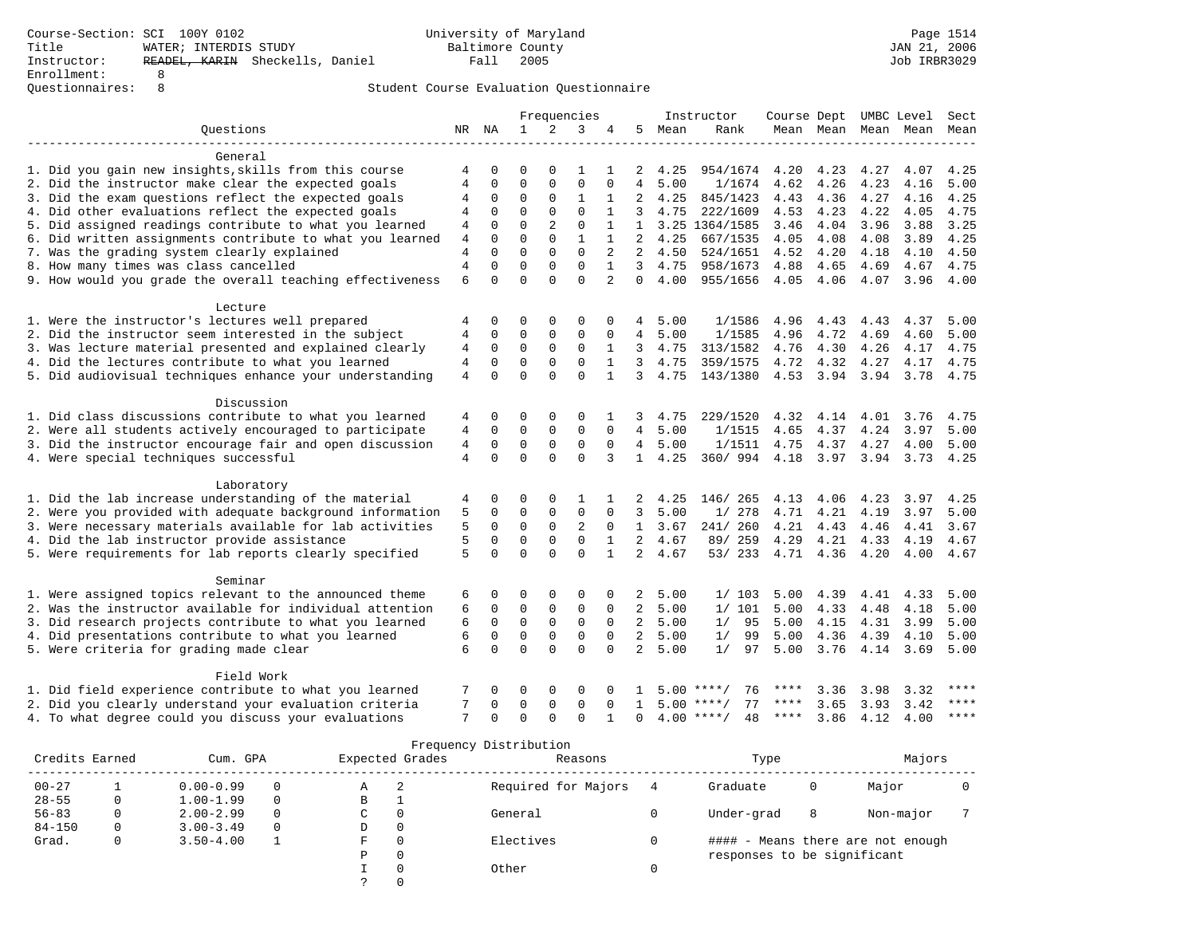Course-Section: SCI 100Y 0102
Title: WATER; INTERDIS STUDY
Instructor: ~~READEL, KARIN~~ Sheckells, Daniel
Enrollment: 8
Questionnaires: 8

University of Maryland Baltimore County
Fall 2005

JAN 21, 2006
Job IRBR3029

Student Course Evaluation Questionnaire

| Questions | NR | NA | 1 | 2 | 3 | 4 | 5 | Instructor Mean | Rank | Course Mean | Dept Mean | UMBC Mean | Level Mean | Sect Mean |
|---|---|---|---|---|---|---|---|---|---|---|---|---|---|---|
| **General** | | | | | | | | | | | | | | |
| 1. Did you gain new insights,skills from this course | 4 | 0 | 0 | 0 | 1 | 1 | 2 | 4.25 | 954/1674 | 4.20 | 4.23 | 4.27 | 4.07 | 4.25 |
| 2. Did the instructor make clear the expected goals | 4 | 0 | 0 | 0 | 0 | 0 | 4 | 5.00 | 1/1674 | 4.62 | 4.26 | 4.23 | 4.16 | 5.00 |
| 3. Did the exam questions reflect the expected goals | 4 | 0 | 0 | 0 | 1 | 1 | 2 | 4.25 | 845/1423 | 4.43 | 4.36 | 4.27 | 4.16 | 4.25 |
| 4. Did other evaluations reflect the expected goals | 4 | 0 | 0 | 0 | 0 | 1 | 3 | 4.75 | 222/1609 | 4.53 | 4.23 | 4.22 | 4.05 | 4.75 |
| 5. Did assigned readings contribute to what you learned | 4 | 0 | 0 | 2 | 0 | 1 | 1 | 3.25 | 1364/1585 | 3.46 | 4.04 | 3.96 | 3.88 | 3.25 |
| 6. Did written assignments contribute to what you learned | 4 | 0 | 0 | 0 | 1 | 1 | 2 | 4.25 | 667/1535 | 4.05 | 4.08 | 4.08 | 3.89 | 4.25 |
| 7. Was the grading system clearly explained | 4 | 0 | 0 | 0 | 0 | 2 | 2 | 4.50 | 524/1651 | 4.52 | 4.20 | 4.18 | 4.10 | 4.50 |
| 8. How many times was class cancelled | 4 | 0 | 0 | 0 | 0 | 1 | 3 | 4.75 | 958/1673 | 4.88 | 4.65 | 4.69 | 4.67 | 4.75 |
| 9. How would you grade the overall teaching effectiveness | 6 | 0 | 0 | 0 | 0 | 2 | 0 | 4.00 | 955/1656 | 4.05 | 4.06 | 4.07 | 3.96 | 4.00 |
| **Lecture** | | | | | | | | | | | | | | |
| 1. Were the instructor's lectures well prepared | 4 | 0 | 0 | 0 | 0 | 0 | 4 | 5.00 | 1/1586 | 4.96 | 4.43 | 4.43 | 4.37 | 5.00 |
| 2. Did the instructor seem interested in the subject | 4 | 0 | 0 | 0 | 0 | 0 | 4 | 5.00 | 1/1585 | 4.96 | 4.72 | 4.69 | 4.60 | 5.00 |
| 3. Was lecture material presented and explained clearly | 4 | 0 | 0 | 0 | 0 | 1 | 3 | 4.75 | 313/1582 | 4.76 | 4.30 | 4.26 | 4.17 | 4.75 |
| 4. Did the lectures contribute to what you learned | 4 | 0 | 0 | 0 | 0 | 1 | 3 | 4.75 | 359/1575 | 4.72 | 4.32 | 4.27 | 4.17 | 4.75 |
| 5. Did audiovisual techniques enhance your understanding | 4 | 0 | 0 | 0 | 0 | 1 | 3 | 4.75 | 143/1380 | 4.53 | 3.94 | 3.94 | 3.78 | 4.75 |
| **Discussion** | | | | | | | | | | | | | | |
| 1. Did class discussions contribute to what you learned | 4 | 0 | 0 | 0 | 0 | 1 | 3 | 4.75 | 229/1520 | 4.32 | 4.14 | 4.01 | 3.76 | 4.75 |
| 2. Were all students actively encouraged to participate | 4 | 0 | 0 | 0 | 0 | 0 | 4 | 5.00 | 1/1515 | 4.65 | 4.37 | 4.24 | 3.97 | 5.00 |
| 3. Did the instructor encourage fair and open discussion | 4 | 0 | 0 | 0 | 0 | 0 | 4 | 5.00 | 1/1511 | 4.75 | 4.37 | 4.27 | 4.00 | 5.00 |
| 4. Were special techniques successful | 4 | 0 | 0 | 0 | 0 | 3 | 1 | 4.25 | 360/ 994 | 4.18 | 3.97 | 3.94 | 3.73 | 4.25 |
| **Laboratory** | | | | | | | | | | | | | | |
| 1. Did the lab increase understanding of the material | 4 | 0 | 0 | 0 | 1 | 1 | 2 | 4.25 | 146/ 265 | 4.13 | 4.06 | 4.23 | 3.97 | 4.25 |
| 2. Were you provided with adequate background information | 5 | 0 | 0 | 0 | 0 | 0 | 3 | 5.00 | 1/ 278 | 4.71 | 4.21 | 4.19 | 3.97 | 5.00 |
| 3. Were necessary materials available for lab activities | 5 | 0 | 0 | 0 | 2 | 0 | 1 | 3.67 | 241/ 260 | 4.21 | 4.43 | 4.46 | 4.41 | 3.67 |
| 4. Did the lab instructor provide assistance | 5 | 0 | 0 | 0 | 0 | 1 | 2 | 4.67 | 89/ 259 | 4.29 | 4.21 | 4.33 | 4.19 | 4.67 |
| 5. Were requirements for lab reports clearly specified | 5 | 0 | 0 | 0 | 0 | 1 | 2 | 4.67 | 53/ 233 | 4.71 | 4.36 | 4.20 | 4.00 | 4.67 |
| **Seminar** | | | | | | | | | | | | | | |
| 1. Were assigned topics relevant to the announced theme | 6 | 0 | 0 | 0 | 0 | 0 | 2 | 5.00 | 1/ 103 | 5.00 | 4.39 | 4.41 | 4.33 | 5.00 |
| 2. Was the instructor available for individual attention | 6 | 0 | 0 | 0 | 0 | 0 | 2 | 5.00 | 1/ 101 | 5.00 | 4.33 | 4.48 | 4.18 | 5.00 |
| 3. Did research projects contribute to what you learned | 6 | 0 | 0 | 0 | 0 | 0 | 2 | 5.00 | 1/ 95 | 5.00 | 4.15 | 4.31 | 3.99 | 5.00 |
| 4. Did presentations contribute to what you learned | 6 | 0 | 0 | 0 | 0 | 0 | 2 | 5.00 | 1/ 99 | 5.00 | 4.36 | 4.39 | 4.10 | 5.00 |
| 5. Were criteria for grading made clear | 6 | 0 | 0 | 0 | 0 | 0 | 2 | 5.00 | 1/ 97 | 5.00 | 3.76 | 4.14 | 3.69 | 5.00 |
| **Field Work** | | | | | | | | | | | | | | |
| 1. Did field experience contribute to what you learned | 7 | 0 | 0 | 0 | 0 | 0 | 1 | 5.00 | ****/ 76 | **** | 3.36 | 3.98 | 3.32 | **** |
| 2. Did you clearly understand your evaluation criteria | 7 | 0 | 0 | 0 | 0 | 0 | 1 | 5.00 | ****/ 77 | **** | 3.65 | 3.93 | 3.42 | **** |
| 4. To what degree could you discuss your evaluations | 7 | 0 | 0 | 0 | 0 | 1 | 0 | 4.00 | ****/ 48 | **** | 3.86 | 4.12 | 4.00 | **** |

Frequency Distribution

| Credits Earned | | Cum. GPA | | Expected Grades | | Reasons | | Type | | Majors | |
|---|---|---|---|---|---|---|---|---|---|---|---|
| 00-27 | 1 | 0.00-0.99 | 0 | A | 2 | Required for Majors | 4 | Graduate | 0 | Major | 0 |
| 28-55 | 0 | 1.00-1.99 | 0 | B | 1 | | | | | | |
| 56-83 | 0 | 2.00-2.99 | 0 | C | 0 | General | 0 | Under-grad | 8 | Non-major | 7 |
| 84-150 | 0 | 3.00-3.49 | 0 | D | 0 | | | | | | |
| Grad. | 0 | 3.50-4.00 | 1 | F | 0 | Electives | 0 | #### - Means there are not enough responses to be significant | | | |
| | | | | P | 0 | | | | | | |
| | | | | I | 0 | Other | 0 | | | | |
| | | | | ? | 0 | | | | | | |